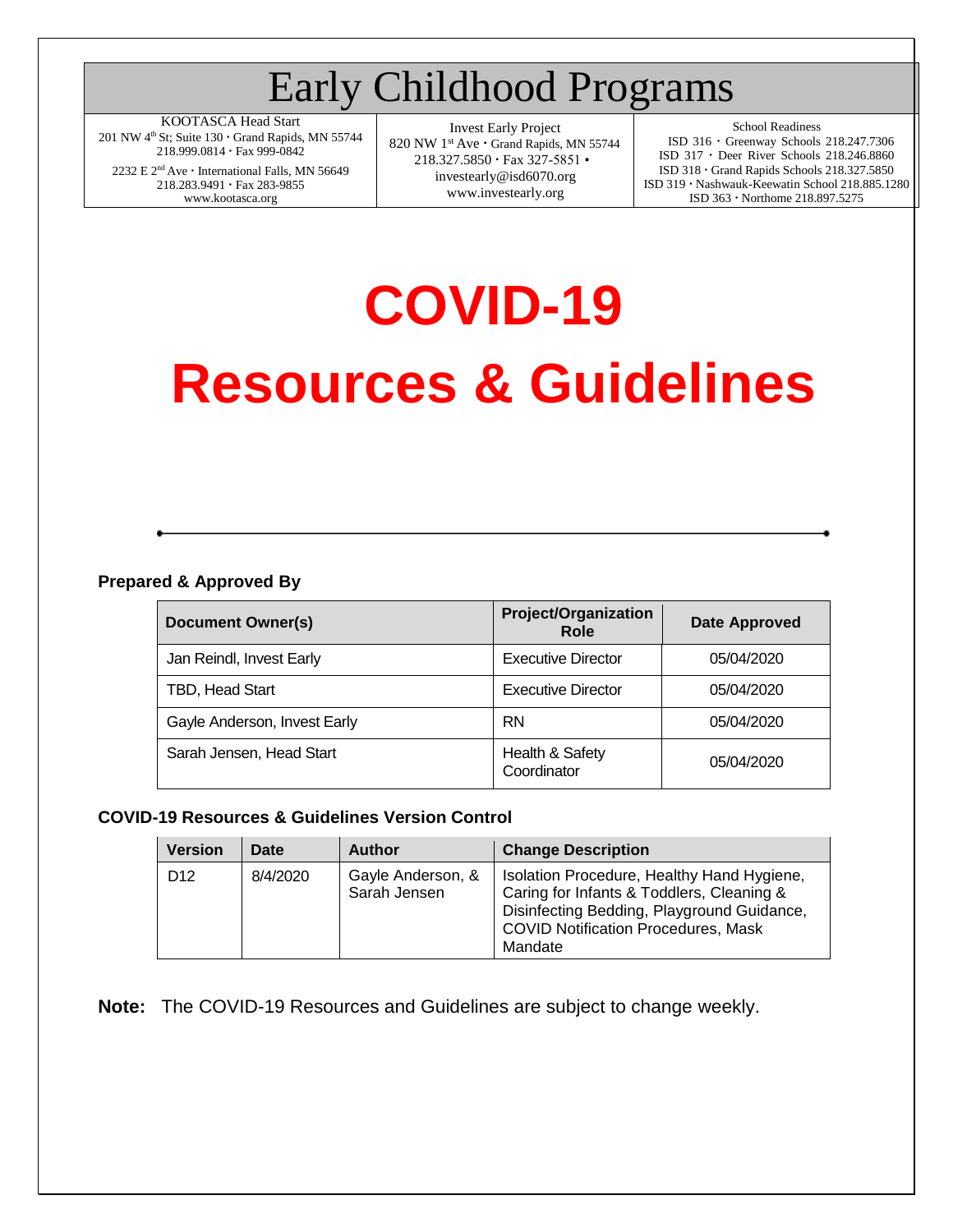# Early Childhood Programs

| KOOTASCA Head Start<br>201 NW 4th St; Suite 130 · Grand Rapids, MN 55744<br>218.999.0814 · Fax 999-0842<br>2232 E 2nd Ave · International Falls, MN 56649<br>218.283.9491 · Fax 283-9855<br>www.kootasca.org | Invest Early Project<br>820 NW 1st Ave · Grand Rapids, MN 55744<br>218.327.5850 · Fax 327-5851 ·<br>investearly@isd6070.org<br>www.investearly.org | School Readiness<br>ISD 316 · Greenway Schools 218.247.7306<br>ISD 317 · Deer River Schools 218.246.8860<br>ISD 318 · Grand Rapids Schools 218.327.5850<br>ISD 319 · Nashwauk-Keewatin School 218.885.1280<br>ISD 363 · Northome 218.897.5275 |
|---|---|---|

# COVID-19
# Resources & Guidelines

---

### Prepared & Approved By

| Document Owner(s) | Project/Organization Role | Date Approved |
|---|---|---|
| Jan Reindl, Invest Early | Executive Director | 05/04/2020 |
| TBD, Head Start | Executive Director | 05/04/2020 |
| Gayle Anderson, Invest Early | RN | 05/04/2020 |
| Sarah Jensen, Head Start | Health & Safety Coordinator | 05/04/2020 |

### COVID-19 Resources & Guidelines Version Control

| Version | Date | Author | Change Description |
|---|---|---|---|
| D12 | 8/4/2020 | Gayle Anderson, & Sarah Jensen | Isolation Procedure, Healthy Hand Hygiene, Caring for Infants & Toddlers, Cleaning & Disinfecting Bedding, Playground Guidance, COVID Notification Procedures, Mask Mandate |

**Note:** The COVID-19 Resources and Guidelines are subject to change weekly.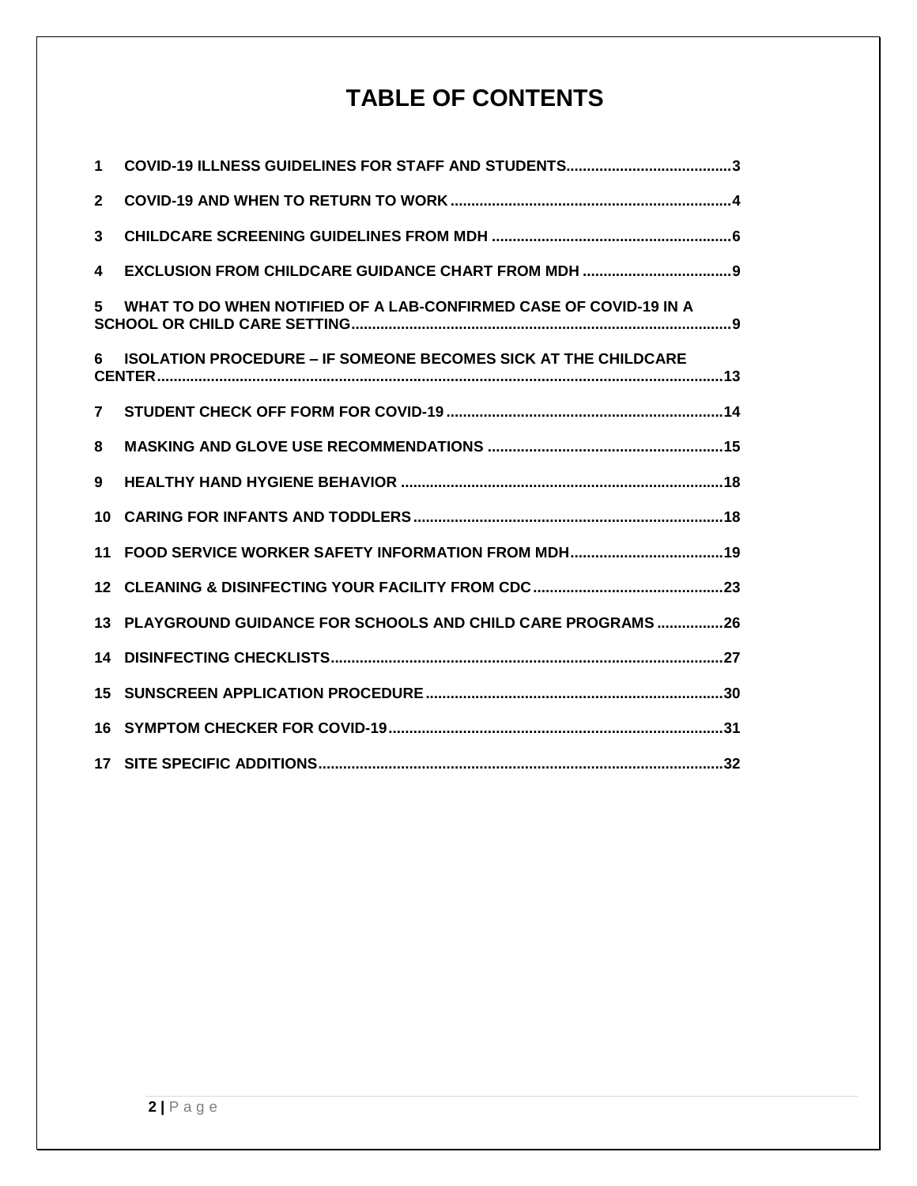# TABLE OF CONTENTS

1 COVID-19 ILLNESS GUIDELINES FOR STAFF AND STUDENTS........................................3

2 COVID-19 AND WHEN TO RETURN TO WORK ....................................................................4

3 CHILDCARE SCREENING GUIDELINES FROM MDH ..........................................................6

4 EXCLUSION FROM CHILDCARE GUIDANCE CHART FROM MDH ....................................9

5 WHAT TO DO WHEN NOTIFIED OF A LAB-CONFIRMED CASE OF COVID-19 IN A SCHOOL OR CHILD CARE SETTING............................................................................................9

6 ISOLATION PROCEDURE – IF SOMEONE BECOMES SICK AT THE CHILDCARE CENTER.......................................................................................................................................13

7 STUDENT CHECK OFF FORM FOR COVID-19 ...................................................................14

8 MASKING AND GLOVE USE RECOMMENDATIONS .........................................................15

9 HEALTHY HAND HYGIENE BEHAVIOR ..............................................................................18

10 CARING FOR INFANTS AND TODDLERS...........................................................................18

11 FOOD SERVICE WORKER SAFETY INFORMATION FROM MDH.....................................19

12 CLEANING & DISINFECTING YOUR FACILITY FROM CDC..............................................23

13 PLAYGROUND GUIDANCE FOR SCHOOLS AND CHILD CARE PROGRAMS ................26

14 DISINFECTING CHECKLISTS...............................................................................................27

15 SUNSCREEN APPLICATION PROCEDURE........................................................................30

16 SYMPTOM CHECKER FOR COVID-19.................................................................................31

17 SITE SPECIFIC ADDITIONS..................................................................................................32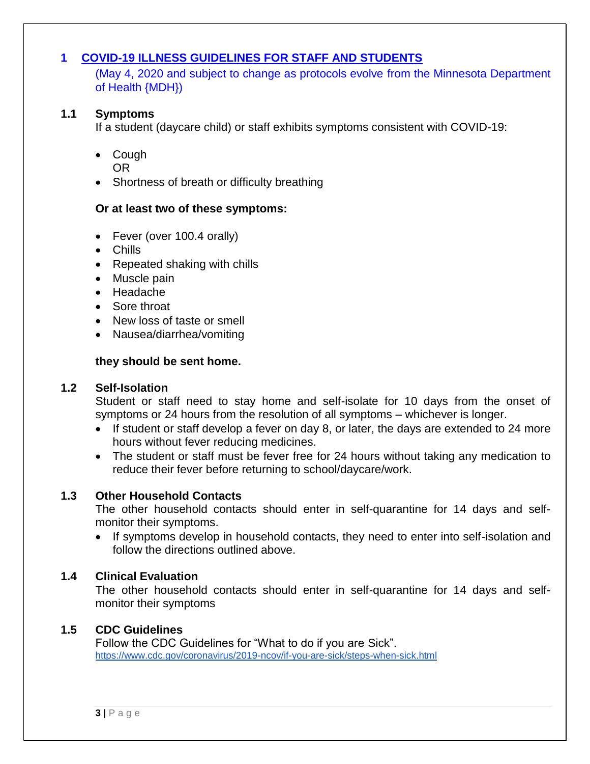# 1 COVID-19 ILLNESS GUIDELINES FOR STAFF AND STUDENTS

(May 4, 2020 and subject to change as protocols evolve from the Minnesota Department of Health {MDH})

## 1.1 Symptoms

If a student (daycare child) or staff exhibits symptoms consistent with COVID-19:

- Cough
  OR
- Shortness of breath or difficulty breathing

**Or at least two of these symptoms:**

- Fever (over 100.4 orally)
- Chills
- Repeated shaking with chills
- Muscle pain
- Headache
- Sore throat
- New loss of taste or smell
- Nausea/diarrhea/vomiting

**they should be sent home.**

## 1.2 Self-Isolation

Student or staff need to stay home and self-isolate for 10 days from the onset of symptoms or 24 hours from the resolution of all symptoms – whichever is longer.

- If student or staff develop a fever on day 8, or later, the days are extended to 24 more hours without fever reducing medicines.
- The student or staff must be fever free for 24 hours without taking any medication to reduce their fever before returning to school/daycare/work.

## 1.3 Other Household Contacts

The other household contacts should enter in self-quarantine for 14 days and self-monitor their symptoms.

- If symptoms develop in household contacts, they need to enter into self-isolation and follow the directions outlined above.

## 1.4 Clinical Evaluation

The other household contacts should enter in self-quarantine for 14 days and self-monitor their symptoms

## 1.5 CDC Guidelines

Follow the CDC Guidelines for “What to do if you are Sick”.
https://www.cdc.gov/coronavirus/2019-ncov/if-you-are-sick/steps-when-sick.html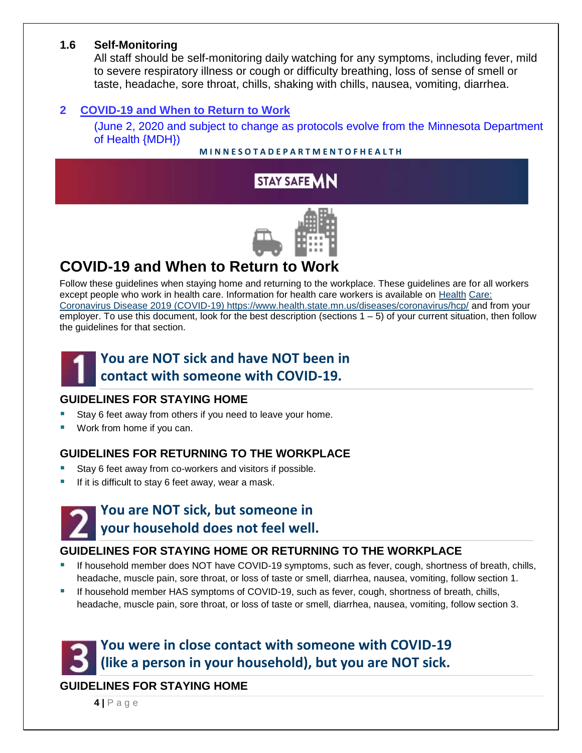### 1.6 Self-Monitoring

All staff should be self-monitoring daily watching for any symptoms, including fever, mild to severe respiratory illness or cough or difficulty breathing, loss of sense of smell or taste, headache, sore throat, chills, shaking with chills, nausea, vomiting, diarrhea.

## 2 COVID-19 and When to Return to Work

(June 2, 2020 and subject to change as protocols evolve from the Minnesota Department of Health {MDH})

**MINNESOTA DEPARTMENT OF HEALTH**

**STAY SAFE MN**

# COVID-19 and When to Return to Work

Follow these guidelines when staying home and returning to the workplace. These guidelines are for all workers except people who work in health care. Information for health care workers is available on Health Care: Coronavirus Disease 2019 (COVID-19) https://www.health.state.mn.us/diseases/coronavirus/hcp/ and from your employer. To use this document, look for the best description (sections 1 – 5) of your current situation, then follow the guidelines for that section.

## 1 You are NOT sick and have NOT been in contact with someone with COVID-19.

### GUIDELINES FOR STAYING HOME

- Stay 6 feet away from others if you need to leave your home.
- Work from home if you can.

### GUIDELINES FOR RETURNING TO THE WORKPLACE

- Stay 6 feet away from co-workers and visitors if possible.
- If it is difficult to stay 6 feet away, wear a mask.

## 2 You are NOT sick, but someone in your household does not feel well.

### GUIDELINES FOR STAYING HOME OR RETURNING TO THE WORKPLACE

- If household member does NOT have COVID-19 symptoms, such as fever, cough, shortness of breath, chills, headache, muscle pain, sore throat, or loss of taste or smell, diarrhea, nausea, vomiting, follow section 1.
- If household member HAS symptoms of COVID-19, such as fever, cough, shortness of breath, chills, headache, muscle pain, sore throat, or loss of taste or smell, diarrhea, nausea, vomiting, follow section 3.

## 3 You were in close contact with someone with COVID-19 (like a person in your household), but you are NOT sick.

### GUIDELINES FOR STAYING HOME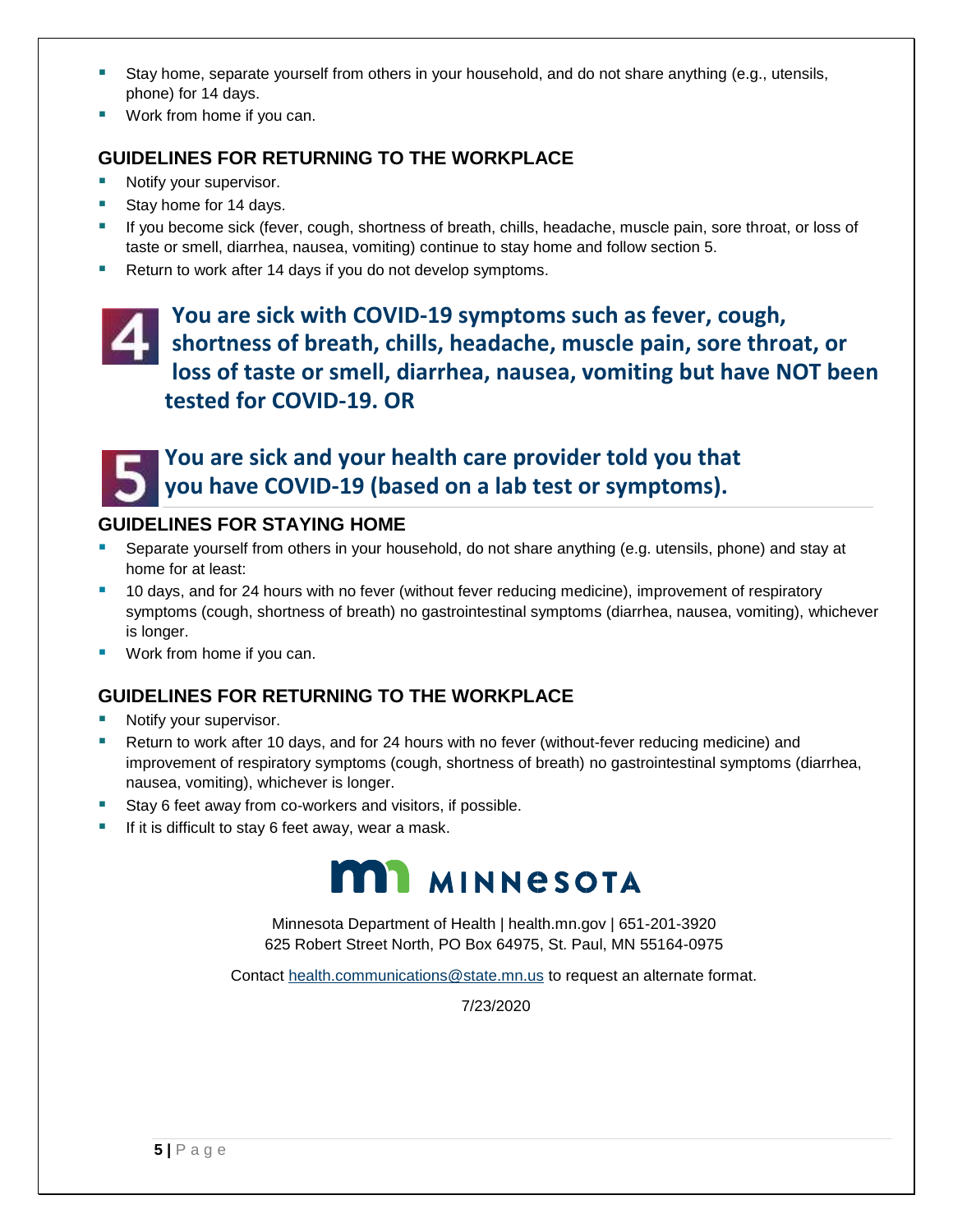- Stay home, separate yourself from others in your household, and do not share anything (e.g., utensils, phone) for 14 days.
- Work from home if you can.

### GUIDELINES FOR RETURNING TO THE WORKPLACE

- Notify your supervisor.
- Stay home for 14 days.
- If you become sick (fever, cough, shortness of breath, chills, headache, muscle pain, sore throat, or loss of taste or smell, diarrhea, nausea, vomiting) continue to stay home and follow section 5.
- Return to work after 14 days if you do not develop symptoms.

## 4 You are sick with COVID-19 symptoms such as fever, cough, shortness of breath, chills, headache, muscle pain, sore throat, or loss of taste or smell, diarrhea, nausea, vomiting but have NOT been tested for COVID-19. OR

## 5 You are sick and your health care provider told you that you have COVID-19 (based on a lab test or symptoms).

### GUIDELINES FOR STAYING HOME

- Separate yourself from others in your household, do not share anything (e.g. utensils, phone) and stay at home for at least:
- 10 days, and for 24 hours with no fever (without fever reducing medicine), improvement of respiratory symptoms (cough, shortness of breath) no gastrointestinal symptoms (diarrhea, nausea, vomiting), whichever is longer.
- Work from home if you can.

### GUIDELINES FOR RETURNING TO THE WORKPLACE

- Notify your supervisor.
- Return to work after 10 days, and for 24 hours with no fever (without-fever reducing medicine) and improvement of respiratory symptoms (cough, shortness of breath) no gastrointestinal symptoms (diarrhea, nausea, vomiting), whichever is longer.
- Stay 6 feet away from co-workers and visitors, if possible.
- If it is difficult to stay 6 feet away, wear a mask.

MINNESOTA

Minnesota Department of Health | health.mn.gov | 651-201-3920
625 Robert Street North, PO Box 64975, St. Paul, MN 55164-0975

Contact health.communications@state.mn.us to request an alternate format.

7/23/2020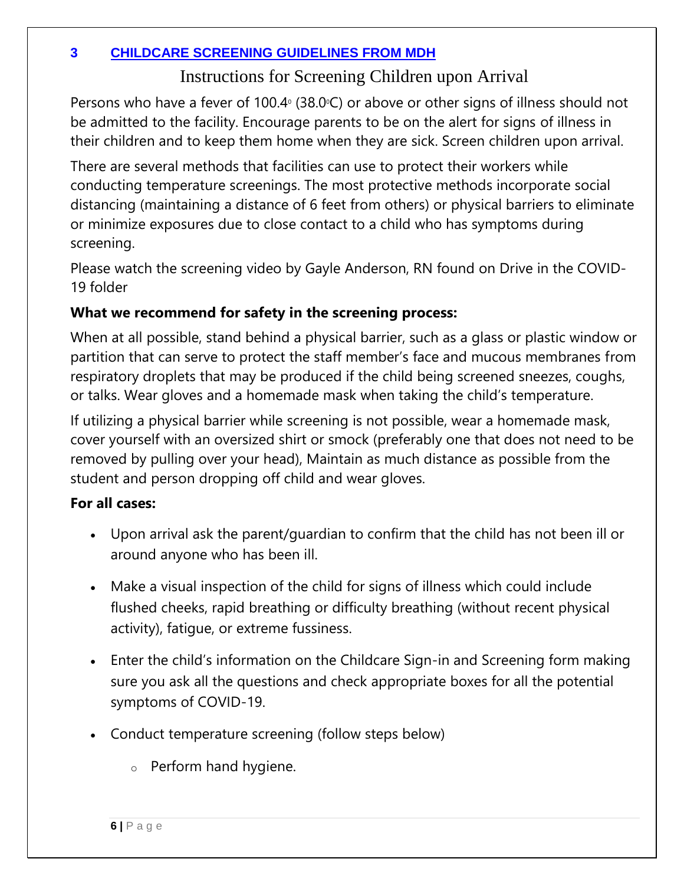## 3 CHILDCARE SCREENING GUIDELINES FROM MDH

### Instructions for Screening Children upon Arrival

Persons who have a fever of 100.4° (38.0°C) or above or other signs of illness should not be admitted to the facility. Encourage parents to be on the alert for signs of illness in their children and to keep them home when they are sick. Screen children upon arrival.

There are several methods that facilities can use to protect their workers while conducting temperature screenings. The most protective methods incorporate social distancing (maintaining a distance of 6 feet from others) or physical barriers to eliminate or minimize exposures due to close contact to a child who has symptoms during screening.

Please watch the screening video by Gayle Anderson, RN found on Drive in the COVID-19 folder

**What we recommend for safety in the screening process:**

When at all possible, stand behind a physical barrier, such as a glass or plastic window or partition that can serve to protect the staff member's face and mucous membranes from respiratory droplets that may be produced if the child being screened sneezes, coughs, or talks. Wear gloves and a homemade mask when taking the child's temperature.

If utilizing a physical barrier while screening is not possible, wear a homemade mask, cover yourself with an oversized shirt or smock (preferably one that does not need to be removed by pulling over your head), Maintain as much distance as possible from the student and person dropping off child and wear gloves.

**For all cases:**

- Upon arrival ask the parent/guardian to confirm that the child has not been ill or around anyone who has been ill.
- Make a visual inspection of the child for signs of illness which could include flushed cheeks, rapid breathing or difficulty breathing (without recent physical activity), fatigue, or extreme fussiness.
- Enter the child's information on the Childcare Sign-in and Screening form making sure you ask all the questions and check appropriate boxes for all the potential symptoms of COVID-19.
- Conduct temperature screening (follow steps below)
    - Perform hand hygiene.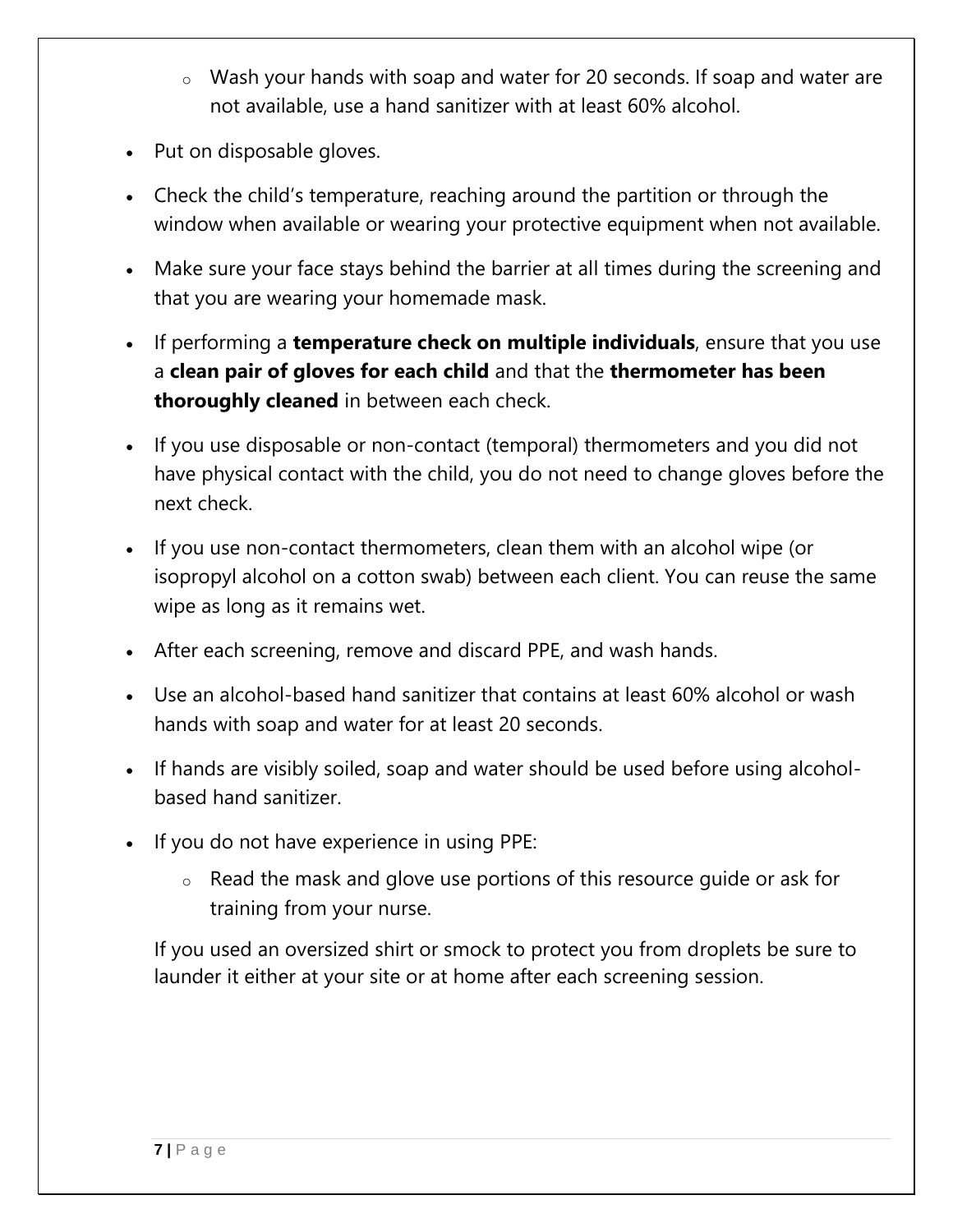- Wash your hands with soap and water for 20 seconds. If soap and water are not available, use a hand sanitizer with at least 60% alcohol.
- Put on disposable gloves.
- Check the child's temperature, reaching around the partition or through the window when available or wearing your protective equipment when not available.
- Make sure your face stays behind the barrier at all times during the screening and that you are wearing your homemade mask.
- If performing a **temperature check on multiple individuals**, ensure that you use a **clean pair of gloves for each child** and that the **thermometer has been thoroughly cleaned** in between each check.
- If you use disposable or non-contact (temporal) thermometers and you did not have physical contact with the child, you do not need to change gloves before the next check.
- If you use non-contact thermometers, clean them with an alcohol wipe (or isopropyl alcohol on a cotton swab) between each client. You can reuse the same wipe as long as it remains wet.
- After each screening, remove and discard PPE, and wash hands.
- Use an alcohol-based hand sanitizer that contains at least 60% alcohol or wash hands with soap and water for at least 20 seconds.
- If hands are visibly soiled, soap and water should be used before using alcohol-based hand sanitizer.
- If you do not have experience in using PPE:
    - Read the mask and glove use portions of this resource guide or ask for training from your nurse.

If you used an oversized shirt or smock to protect you from droplets be sure to launder it either at your site or at home after each screening session.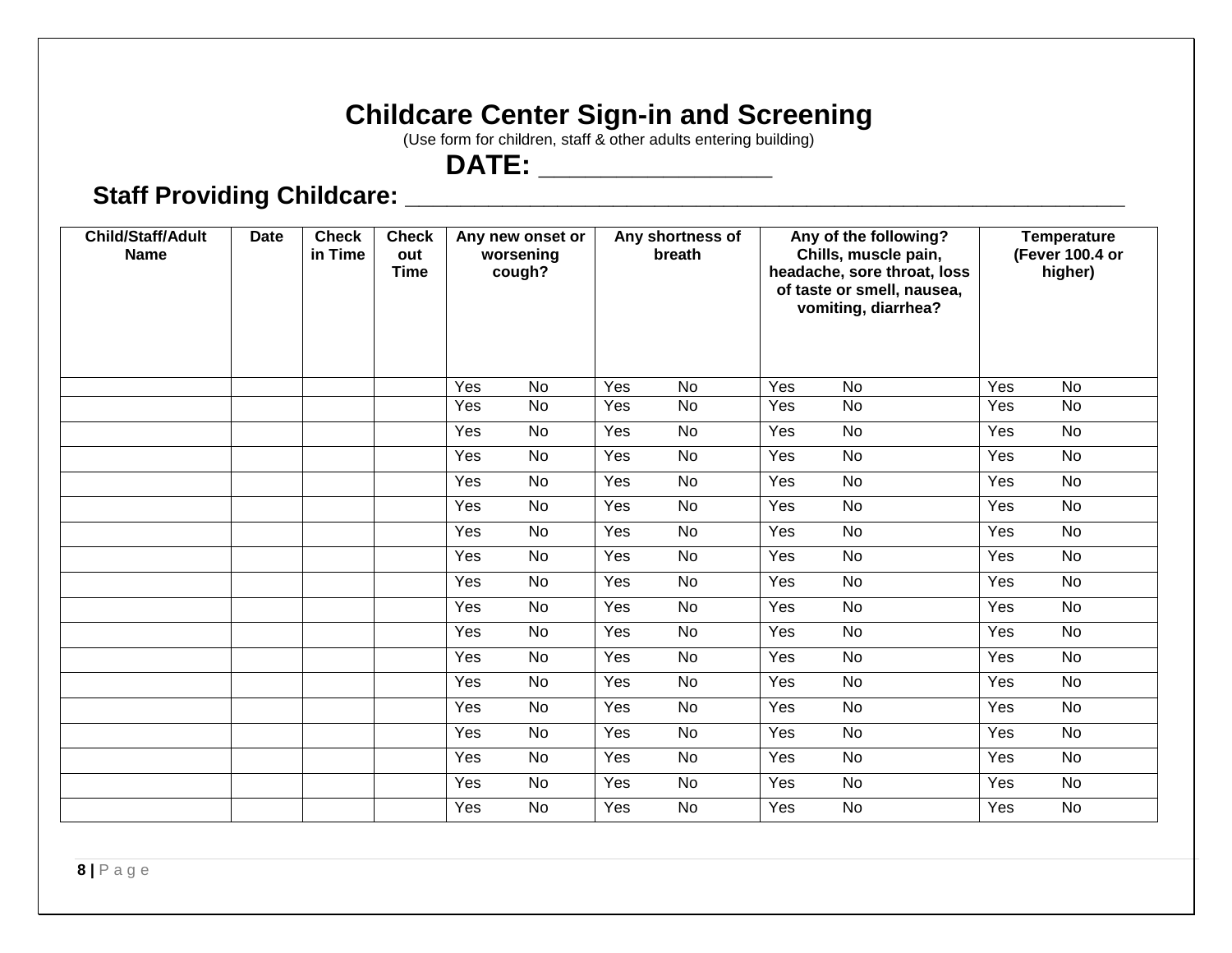# Childcare Center Sign-in and Screening

(Use form for children, staff & other adults entering building)

**DATE: _________________**

**Staff Providing Childcare: ______________________________________________________________**

| Child/Staff/Adult Name | Date | Check in Time | Check out Time | Any new onset or worsening cough? | Any shortness of breath | Any of the following? Chills, muscle pain, headache, sore throat, loss of taste or smell, nausea, vomiting, diarrhea? | Temperature (Fever 100.4 or higher) |
|---|---|---|---|---|---|---|---|
| | | | | Yes No | Yes No | Yes No | Yes No |
| | | | | Yes No | Yes No | Yes No | Yes No |
| | | | | Yes No | Yes No | Yes No | Yes No |
| | | | | Yes No | Yes No | Yes No | Yes No |
| | | | | Yes No | Yes No | Yes No | Yes No |
| | | | | Yes No | Yes No | Yes No | Yes No |
| | | | | Yes No | Yes No | Yes No | Yes No |
| | | | | Yes No | Yes No | Yes No | Yes No |
| | | | | Yes No | Yes No | Yes No | Yes No |
| | | | | Yes No | Yes No | Yes No | Yes No |
| | | | | Yes No | Yes No | Yes No | Yes No |
| | | | | Yes No | Yes No | Yes No | Yes No |
| | | | | Yes No | Yes No | Yes No | Yes No |
| | | | | Yes No | Yes No | Yes No | Yes No |
| | | | | Yes No | Yes No | Yes No | Yes No |
| | | | | Yes No | Yes No | Yes No | Yes No |
| | | | | Yes No | Yes No | Yes No | Yes No |
| | | | | Yes No | Yes No | Yes No | Yes No |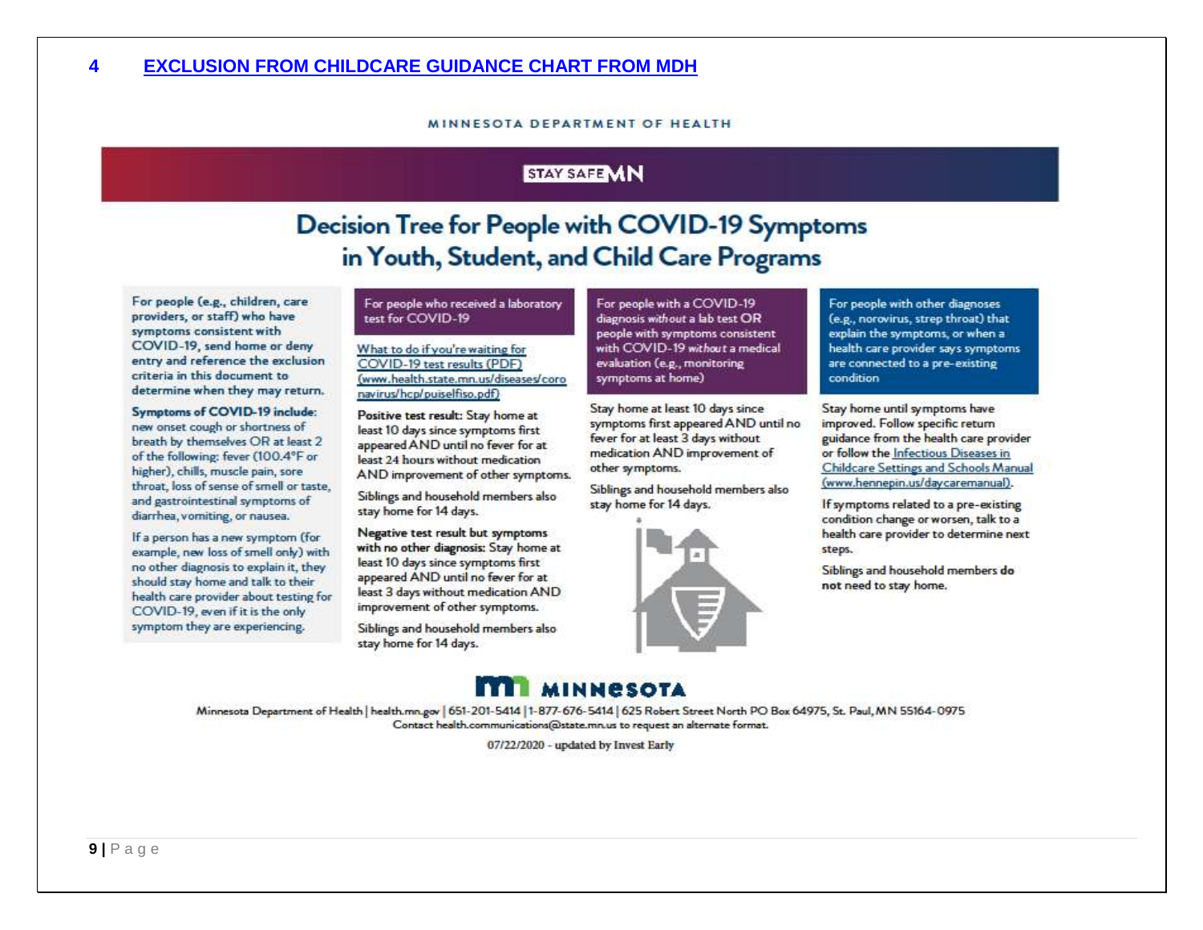## 4 EXCLUSION FROM CHILDCARE GUIDANCE CHART FROM MDH

MINNESOTA DEPARTMENT OF HEALTH

STAY SAFE MN

# Decision Tree for People with COVID-19 Symptoms in Youth, Student, and Child Care Programs

For people (e.g., children, care providers, or staff) who have symptoms consistent with COVID-19, send home or deny entry and reference the exclusion criteria in this document to determine when they may return.

**Symptoms of COVID-19 include:** new onset cough or shortness of breath by themselves OR at least 2 of the following: fever (100.4°F or higher), chills, muscle pain, sore throat, loss of sense of smell or taste, and gastrointestinal symptoms of diarrhea, vomiting, or nausea.

If a person has a new symptom (for example, new loss of smell only) with no other diagnosis to explain it, they should stay home and talk to their health care provider about testing for COVID-19, even if it is the only symptom they are experiencing.

### For people who received a laboratory test for COVID-19

What to do if you're waiting for COVID-19 test results (PDF) (www.health.state.mn.us/diseases/coronavirus/hcp/puiselfiso.pdf)

**Positive test result:** Stay home at least 10 days since symptoms first appeared AND until no fever for at least 24 hours without medication AND improvement of other symptoms.

Siblings and household members also stay home for 14 days.

**Negative test result but symptoms with no other diagnosis:** Stay home at least 10 days since symptoms first appeared AND until no fever for at least 3 days without medication AND improvement of other symptoms.

Siblings and household members also stay home for 14 days.

### For people with a COVID-19 diagnosis *without* a lab test OR people with symptoms consistent with COVID-19 *without* a medical evaluation (e.g., monitoring symptoms at home)

Stay home at least 10 days since symptoms first appeared AND until no fever for at least 3 days without medication AND improvement of other symptoms.

Siblings and household members also stay home for 14 days.

### For people with other diagnoses (e.g., norovirus, strep throat) that explain the symptoms, or when a health care provider says symptoms are connected to a pre-existing condition

Stay home until symptoms have improved. Follow specific return guidance from the health care provider or follow the Infectious Diseases in Childcare Settings and Schools Manual (www.hennepin.us/daycaremanual).

If symptoms related to a pre-existing condition change or worsen, talk to a health care provider to determine next steps.

Siblings and household members **do not** need to stay home.

MINNESOTA

Minnesota Department of Health | health.mn.gov | 651-201-5414 | 1-877-676-5414 | 625 Robert Street North PO Box 64975, St. Paul, MN 55164-0975
Contact health.communications@state.mn.us to request an alternate format.

07/22/2020 – updated by Invest Early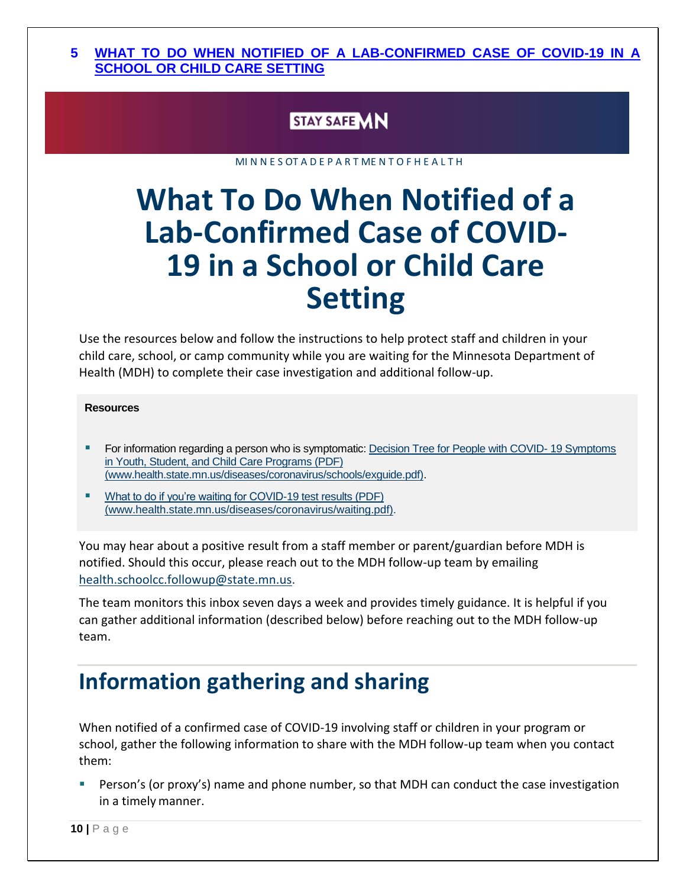## 5 WHAT TO DO WHEN NOTIFIED OF A LAB-CONFIRMED CASE OF COVID-19 IN A SCHOOL OR CHILD CARE SETTING

STAY SAFE MN

MINNESOTA DEPARTMENT OF HEALTH

# What To Do When Notified of a Lab-Confirmed Case of COVID-19 in a School or Child Care Setting

Use the resources below and follow the instructions to help protect staff and children in your child care, school, or camp community while you are waiting for the Minnesota Department of Health (MDH) to complete their case investigation and additional follow-up.

**Resources**

- For information regarding a person who is symptomatic: [Decision Tree for People with COVID- 19 Symptoms in Youth, Student, and Child Care Programs (PDF) (www.health.state.mn.us/diseases/coronavirus/schools/exguide.pdf)](www.health.state.mn.us/diseases/coronavirus/schools/exguide.pdf).
- [What to do if you're waiting for COVID-19 test results (PDF) (www.health.state.mn.us/diseases/coronavirus/waiting.pdf)](www.health.state.mn.us/diseases/coronavirus/waiting.pdf).

You may hear about a positive result from a staff member or parent/guardian before MDH is notified. Should this occur, please reach out to the MDH follow-up team by emailing health.schoolcc.followup@state.mn.us.

The team monitors this inbox seven days a week and provides timely guidance. It is helpful if you can gather additional information (described below) before reaching out to the MDH follow-up team.

## Information gathering and sharing

When notified of a confirmed case of COVID-19 involving staff or children in your program or school, gather the following information to share with the MDH follow-up team when you contact them:

- Person's (or proxy's) name and phone number, so that MDH can conduct the case investigation in a timely manner.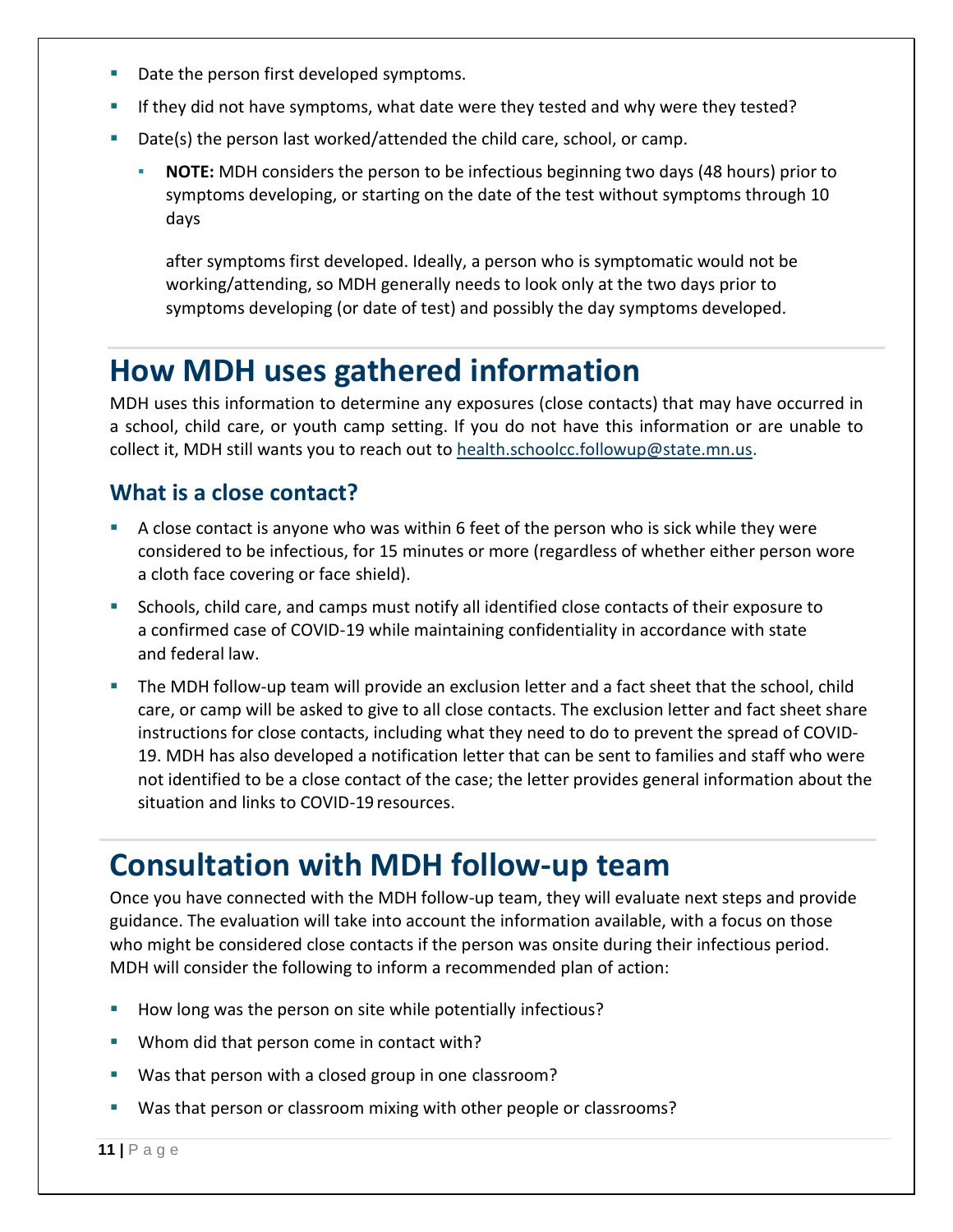- Date the person first developed symptoms.
- If they did not have symptoms, what date were they tested and why were they tested?
- Date(s) the person last worked/attended the child care, school, or camp.
  - **NOTE:** MDH considers the person to be infectious beginning two days (48 hours) prior to symptoms developing, or starting on the date of the test without symptoms through 10 days

    after symptoms first developed. Ideally, a person who is symptomatic would not be working/attending, so MDH generally needs to look only at the two days prior to symptoms developing (or date of test) and possibly the day symptoms developed.

# How MDH uses gathered information

MDH uses this information to determine any exposures (close contacts) that may have occurred in a school, child care, or youth camp setting. If you do not have this information or are unable to collect it, MDH still wants you to reach out to health.schoolcc.followup@state.mn.us.

## What is a close contact?

- A close contact is anyone who was within 6 feet of the person who is sick while they were considered to be infectious, for 15 minutes or more (regardless of whether either person wore a cloth face covering or face shield).
- Schools, child care, and camps must notify all identified close contacts of their exposure to a confirmed case of COVID-19 while maintaining confidentiality in accordance with state and federal law.
- The MDH follow-up team will provide an exclusion letter and a fact sheet that the school, child care, or camp will be asked to give to all close contacts. The exclusion letter and fact sheet share instructions for close contacts, including what they need to do to prevent the spread of COVID-19. MDH has also developed a notification letter that can be sent to families and staff who were not identified to be a close contact of the case; the letter provides general information about the situation and links to COVID-19 resources.

# Consultation with MDH follow-up team

Once you have connected with the MDH follow-up team, they will evaluate next steps and provide guidance. The evaluation will take into account the information available, with a focus on those who might be considered close contacts if the person was onsite during their infectious period. MDH will consider the following to inform a recommended plan of action:

- How long was the person on site while potentially infectious?
- Whom did that person come in contact with?
- Was that person with a closed group in one classroom?
- Was that person or classroom mixing with other people or classrooms?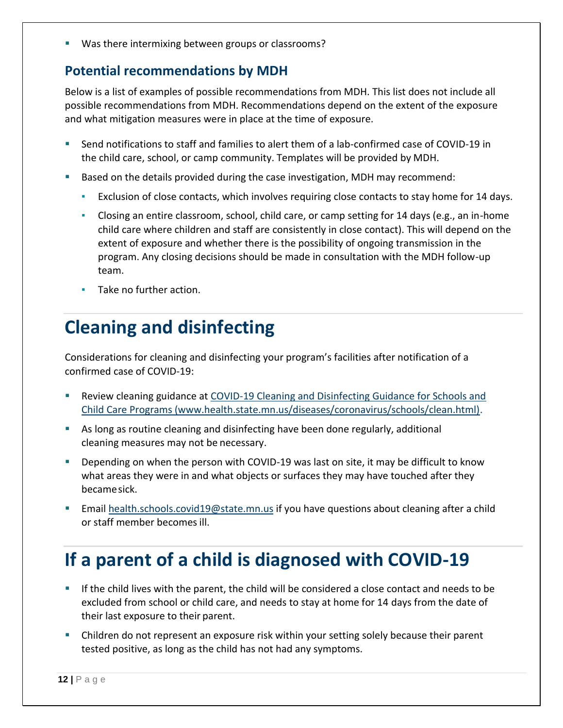- Was there intermixing between groups or classrooms?

### Potential recommendations by MDH

Below is a list of examples of possible recommendations from MDH. This list does not include all possible recommendations from MDH. Recommendations depend on the extent of the exposure and what mitigation measures were in place at the time of exposure.

- Send notifications to staff and families to alert them of a lab-confirmed case of COVID-19 in the child care, school, or camp community. Templates will be provided by MDH.
- Based on the details provided during the case investigation, MDH may recommend:
  - Exclusion of close contacts, which involves requiring close contacts to stay home for 14 days.
  - Closing an entire classroom, school, child care, or camp setting for 14 days (e.g., an in-home child care where children and staff are consistently in close contact). This will depend on the extent of exposure and whether there is the possibility of ongoing transmission in the program. Any closing decisions should be made in consultation with the MDH follow-up team.
  - Take no further action.

# Cleaning and disinfecting

Considerations for cleaning and disinfecting your program's facilities after notification of a confirmed case of COVID-19:

- Review cleaning guidance at [COVID-19 Cleaning and Disinfecting Guidance for Schools and Child Care Programs (www.health.state.mn.us/diseases/coronavirus/schools/clean.html)](www.health.state.mn.us/diseases/coronavirus/schools/clean.html).
- As long as routine cleaning and disinfecting have been done regularly, additional cleaning measures may not be necessary.
- Depending on when the person with COVID-19 was last on site, it may be difficult to know what areas they were in and what objects or surfaces they may have touched after they became sick.
- Email health.schools.covid19@state.mn.us if you have questions about cleaning after a child or staff member becomes ill.

# If a parent of a child is diagnosed with COVID-19

- If the child lives with the parent, the child will be considered a close contact and needs to be excluded from school or child care, and needs to stay at home for 14 days from the date of their last exposure to their parent.
- Children do not represent an exposure risk within your setting solely because their parent tested positive, as long as the child has not had any symptoms.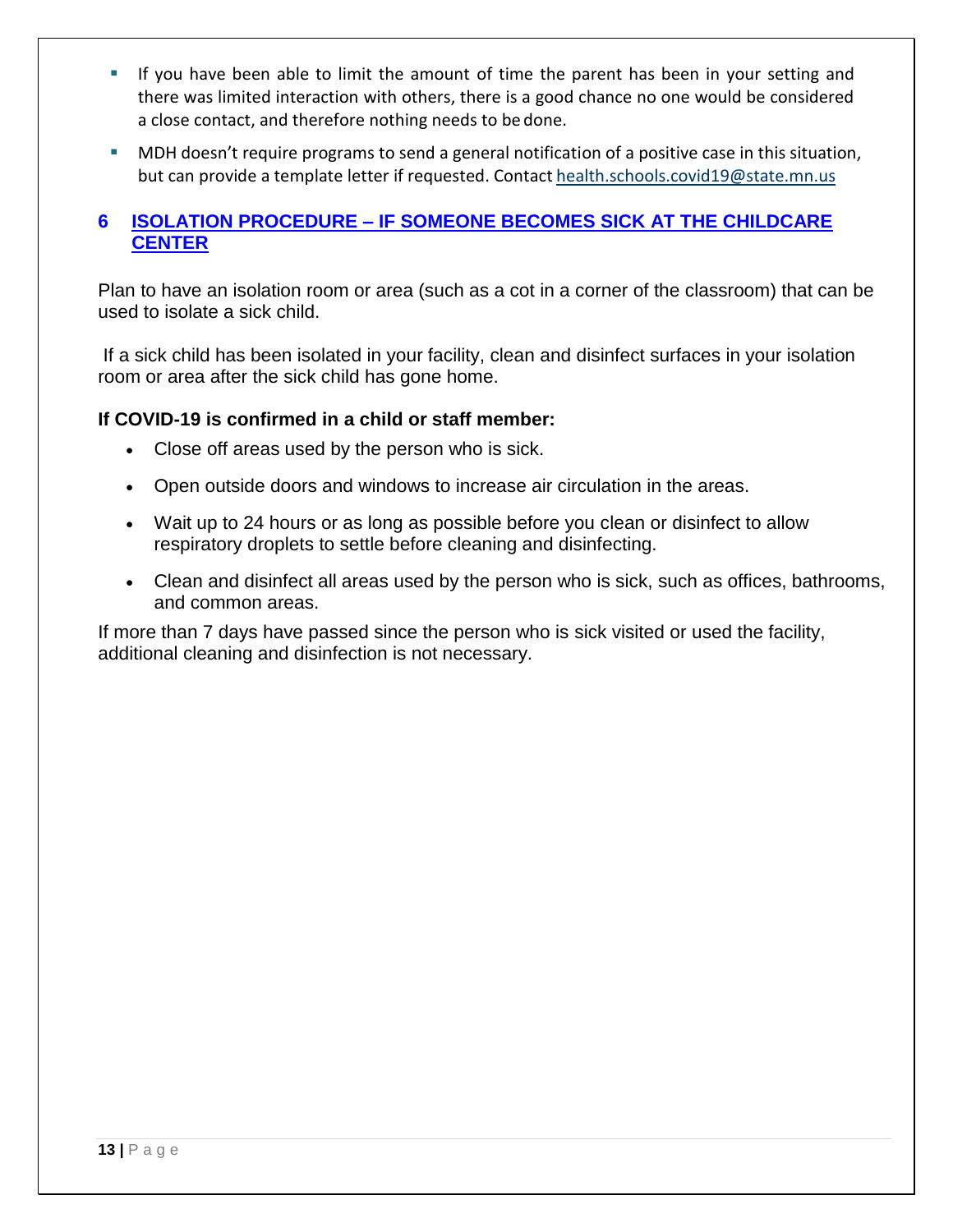- If you have been able to limit the amount of time the parent has been in your setting and there was limited interaction with others, there is a good chance no one would be considered a close contact, and therefore nothing needs to be done.
- MDH doesn't require programs to send a general notification of a positive case in this situation, but can provide a template letter if requested. Contact health.schools.covid19@state.mn.us

## 6 ISOLATION PROCEDURE – IF SOMEONE BECOMES SICK AT THE CHILDCARE CENTER

Plan to have an isolation room or area (such as a cot in a corner of the classroom) that can be used to isolate a sick child.

If a sick child has been isolated in your facility, clean and disinfect surfaces in your isolation room or area after the sick child has gone home.

**If COVID-19 is confirmed in a child or staff member:**

- Close off areas used by the person who is sick.
- Open outside doors and windows to increase air circulation in the areas.
- Wait up to 24 hours or as long as possible before you clean or disinfect to allow respiratory droplets to settle before cleaning and disinfecting.
- Clean and disinfect all areas used by the person who is sick, such as offices, bathrooms, and common areas.

If more than 7 days have passed since the person who is sick visited or used the facility, additional cleaning and disinfection is not necessary.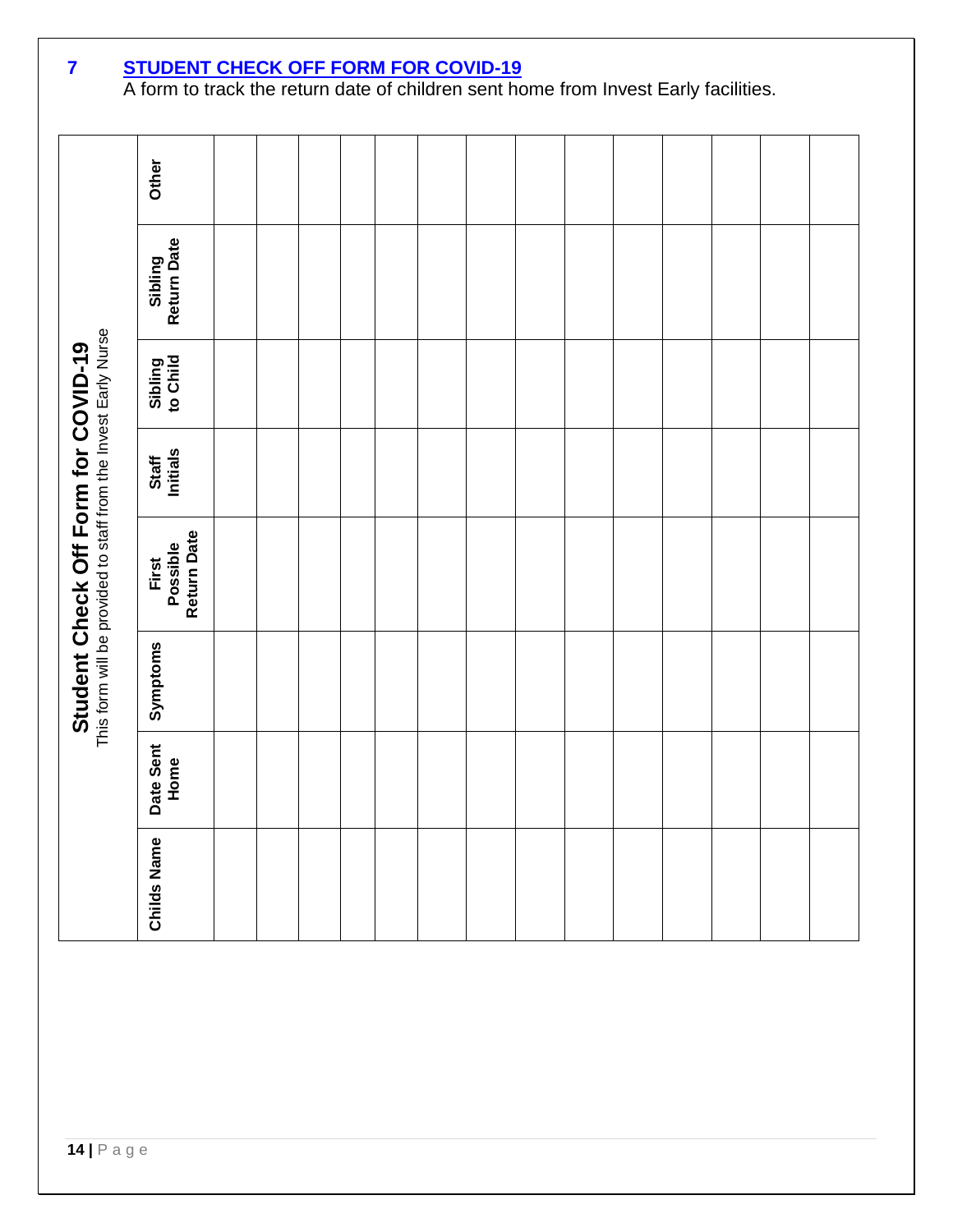## 7 STUDENT CHECK OFF FORM FOR COVID-19

A form to track the return date of children sent home from Invest Early facilities.

### Student Check Off Form for COVID-19

This form will be provided to staff from the Invest Early Nurse

| Childs Name | Date Sent Home | Symptoms | First Possible Return Date | Staff Initials | Sibling to Child | Sibling Return Date | Other |
|---|---|---|---|---|---|---|---|
| | | | | | | | |
| | | | | | | | |
| | | | | | | | |
| | | | | | | | |
| | | | | | | | |
| | | | | | | | |
| | | | | | | | |
| | | | | | | | |
| | | | | | | | |
| | | | | | | | |
| | | | | | | | |
| | | | | | | | |
| | | | | | | | |
| | | | | | | | |
| | | | | | | | |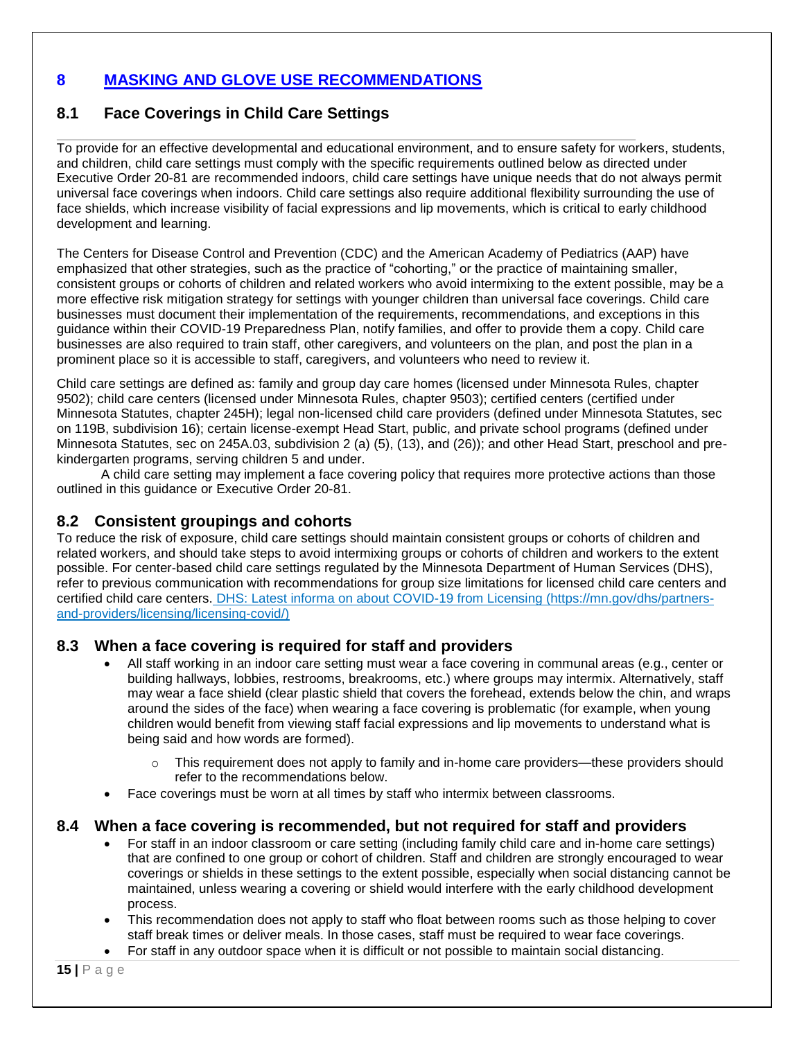# 8 MASKING AND GLOVE USE RECOMMENDATIONS

## 8.1 Face Coverings in Child Care Settings

To provide for an effective developmental and educational environment, and to ensure safety for workers, students, and children, child care settings must comply with the specific requirements outlined below as directed under Executive Order 20-81 are recommended indoors, child care settings have unique needs that do not always permit universal face coverings when indoors. Child care settings also require additional flexibility surrounding the use of face shields, which increase visibility of facial expressions and lip movements, which is critical to early childhood development and learning.

The Centers for Disease Control and Prevention (CDC) and the American Academy of Pediatrics (AAP) have emphasized that other strategies, such as the practice of "cohorting," or the practice of maintaining smaller, consistent groups or cohorts of children and related workers who avoid intermixing to the extent possible, may be a more effective risk mitigation strategy for settings with younger children than universal face coverings. Child care businesses must document their implementation of the requirements, recommendations, and exceptions in this guidance within their COVID-19 Preparedness Plan, notify families, and offer to provide them a copy. Child care businesses are also required to train staff, other caregivers, and volunteers on the plan, and post the plan in a prominent place so it is accessible to staff, caregivers, and volunteers who need to review it.

Child care settings are defined as: family and group day care homes (licensed under Minnesota Rules, chapter 9502); child care centers (licensed under Minnesota Rules, chapter 9503); certified centers (certified under Minnesota Statutes, chapter 245H); legal non-licensed child care providers (defined under Minnesota Statutes, sec on 119B, subdivision 16); certain license-exempt Head Start, public, and private school programs (defined under Minnesota Statutes, sec on 245A.03, subdivision 2 (a) (5), (13), and (26)); and other Head Start, preschool and pre-kindergarten programs, serving children 5 and under.

A child care setting may implement a face covering policy that requires more protective actions than those outlined in this guidance or Executive Order 20-81.

## 8.2 Consistent groupings and cohorts

To reduce the risk of exposure, child care settings should maintain consistent groups or cohorts of children and related workers, and should take steps to avoid intermixing groups or cohorts of children and workers to the extent possible. For center-based child care settings regulated by the Minnesota Department of Human Services (DHS), refer to previous communication with recommendations for group size limitations for licensed child care centers and certified child care centers. [DHS: Latest informa on about COVID-19 from Licensing (https://mn.gov/dhs/partners-and-providers/licensing/licensing-covid/)](https://mn.gov/dhs/partners-and-providers/licensing/licensing-covid/)

## 8.3 When a face covering is required for staff and providers

- All staff working in an indoor care setting must wear a face covering in communal areas (e.g., center or building hallways, lobbies, restrooms, breakrooms, etc.) where groups may intermix. Alternatively, staff may wear a face shield (clear plastic shield that covers the forehead, extends below the chin, and wraps around the sides of the face) when wearing a face covering is problematic (for example, when young children would benefit from viewing staff facial expressions and lip movements to understand what is being said and how words are formed).
    - This requirement does not apply to family and in-home care providers—these providers should refer to the recommendations below.
- Face coverings must be worn at all times by staff who intermix between classrooms.

## 8.4 When a face covering is recommended, but not required for staff and providers

- For staff in an indoor classroom or care setting (including family child care and in-home care settings) that are confined to one group or cohort of children. Staff and children are strongly encouraged to wear coverings or shields in these settings to the extent possible, especially when social distancing cannot be maintained, unless wearing a covering or shield would interfere with the early childhood development process.
- This recommendation does not apply to staff who float between rooms such as those helping to cover staff break times or deliver meals. In those cases, staff must be required to wear face coverings.
- For staff in any outdoor space when it is difficult or not possible to maintain social distancing.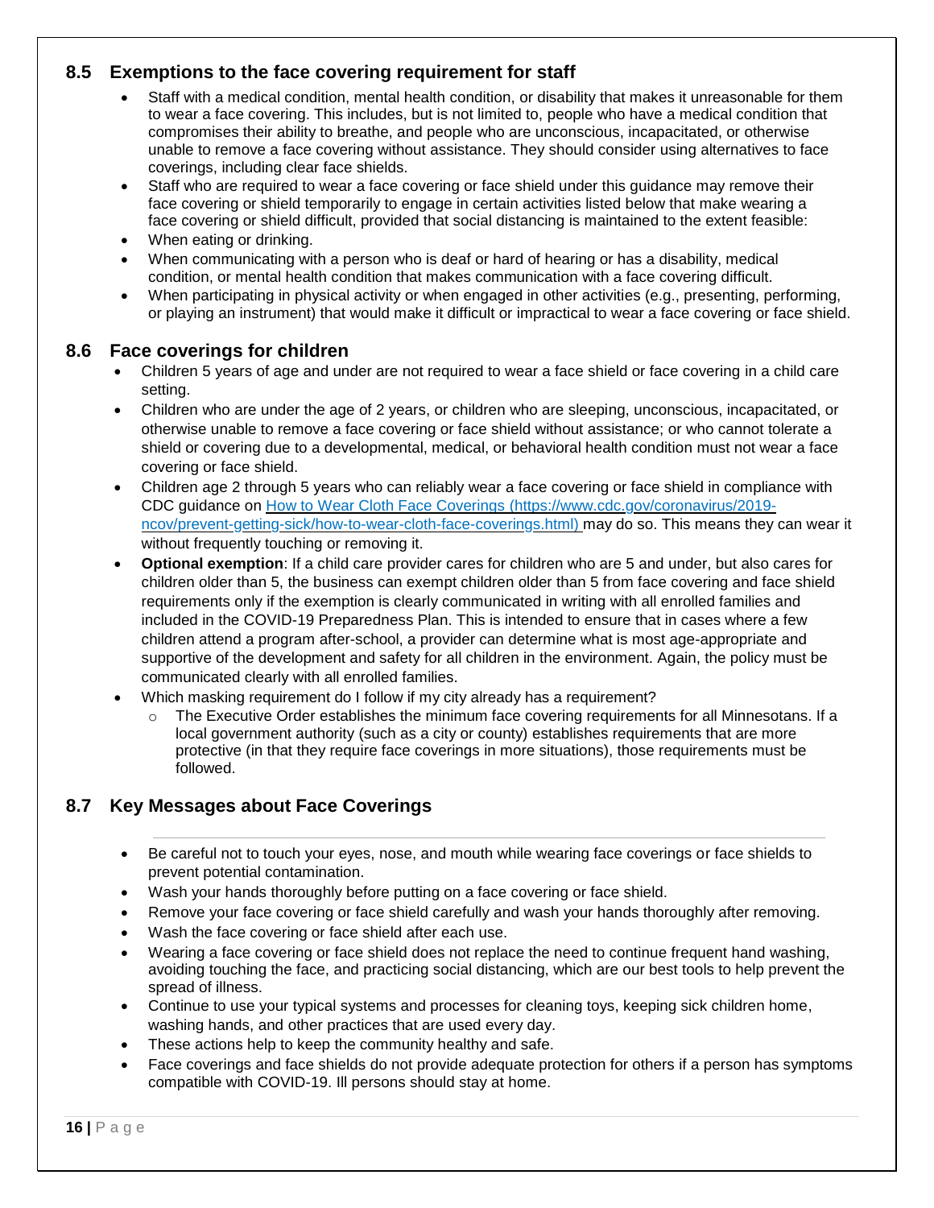## 8.5 Exemptions to the face covering requirement for staff

- Staff with a medical condition, mental health condition, or disability that makes it unreasonable for them to wear a face covering. This includes, but is not limited to, people who have a medical condition that compromises their ability to breathe, and people who are unconscious, incapacitated, or otherwise unable to remove a face covering without assistance. They should consider using alternatives to face coverings, including clear face shields.
- Staff who are required to wear a face covering or face shield under this guidance may remove their face covering or shield temporarily to engage in certain activities listed below that make wearing a face covering or shield difficult, provided that social distancing is maintained to the extent feasible:
- When eating or drinking.
- When communicating with a person who is deaf or hard of hearing or has a disability, medical condition, or mental health condition that makes communication with a face covering difficult.
- When participating in physical activity or when engaged in other activities (e.g., presenting, performing, or playing an instrument) that would make it difficult or impractical to wear a face covering or face shield.

## 8.6 Face coverings for children

- Children 5 years of age and under are not required to wear a face shield or face covering in a child care setting.
- Children who are under the age of 2 years, or children who are sleeping, unconscious, incapacitated, or otherwise unable to remove a face covering or face shield without assistance; or who cannot tolerate a shield or covering due to a developmental, medical, or behavioral health condition must not wear a face covering or face shield.
- Children age 2 through 5 years who can reliably wear a face covering or face shield in compliance with CDC guidance on [How to Wear Cloth Face Coverings (https://www.cdc.gov/coronavirus/2019-ncov/prevent-getting-sick/how-to-wear-cloth-face-coverings.html)](https://www.cdc.gov/coronavirus/2019-ncov/prevent-getting-sick/how-to-wear-cloth-face-coverings.html) may do so. This means they can wear it without frequently touching or removing it.
- **Optional exemption**: If a child care provider cares for children who are 5 and under, but also cares for children older than 5, the business can exempt children older than 5 from face covering and face shield requirements only if the exemption is clearly communicated in writing with all enrolled families and included in the COVID-19 Preparedness Plan. This is intended to ensure that in cases where a few children attend a program after-school, a provider can determine what is most age-appropriate and supportive of the development and safety for all children in the environment. Again, the policy must be communicated clearly with all enrolled families.
- Which masking requirement do I follow if my city already has a requirement?
  - The Executive Order establishes the minimum face covering requirements for all Minnesotans. If a local government authority (such as a city or county) establishes requirements that are more protective (in that they require face coverings in more situations), those requirements must be followed.

## 8.7 Key Messages about Face Coverings

- Be careful not to touch your eyes, nose, and mouth while wearing face coverings or face shields to prevent potential contamination.
- Wash your hands thoroughly before putting on a face covering or face shield.
- Remove your face covering or face shield carefully and wash your hands thoroughly after removing.
- Wash the face covering or face shield after each use.
- Wearing a face covering or face shield does not replace the need to continue frequent hand washing, avoiding touching the face, and practicing social distancing, which are our best tools to help prevent the spread of illness.
- Continue to use your typical systems and processes for cleaning toys, keeping sick children home, washing hands, and other practices that are used every day.
- These actions help to keep the community healthy and safe.
- Face coverings and face shields do not provide adequate protection for others if a person has symptoms compatible with COVID-19. Ill persons should stay at home.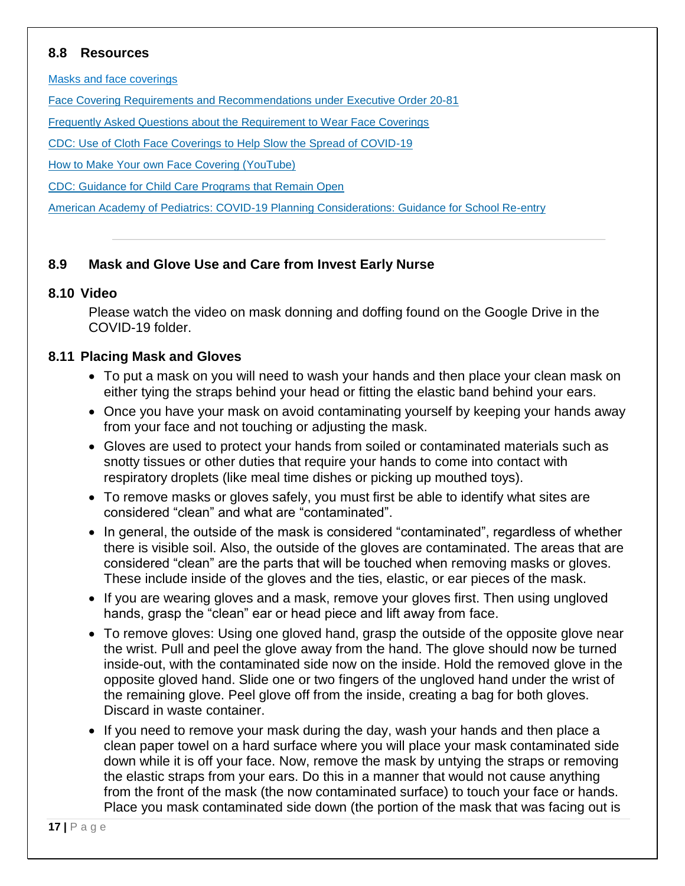### 8.8 Resources

Masks and face coverings

Face Covering Requirements and Recommendations under Executive Order 20-81

Frequently Asked Questions about the Requirement to Wear Face Coverings

CDC: Use of Cloth Face Coverings to Help Slow the Spread of COVID-19

How to Make Your own Face Covering (YouTube)

CDC: Guidance for Child Care Programs that Remain Open

American Academy of Pediatrics: COVID-19 Planning Considerations: Guidance for School Re-entry

---

### 8.9 Mask and Glove Use and Care from Invest Early Nurse

### 8.10 Video

Please watch the video on mask donning and doffing found on the Google Drive in the COVID-19 folder.

### 8.11 Placing Mask and Gloves

- To put a mask on you will need to wash your hands and then place your clean mask on either tying the straps behind your head or fitting the elastic band behind your ears.
- Once you have your mask on avoid contaminating yourself by keeping your hands away from your face and not touching or adjusting the mask.
- Gloves are used to protect your hands from soiled or contaminated materials such as snotty tissues or other duties that require your hands to come into contact with respiratory droplets (like meal time dishes or picking up mouthed toys).
- To remove masks or gloves safely, you must first be able to identify what sites are considered "clean" and what are "contaminated".
- In general, the outside of the mask is considered "contaminated", regardless of whether there is visible soil. Also, the outside of the gloves are contaminated. The areas that are considered "clean" are the parts that will be touched when removing masks or gloves. These include inside of the gloves and the ties, elastic, or ear pieces of the mask.
- If you are wearing gloves and a mask, remove your gloves first. Then using ungloved hands, grasp the "clean" ear or head piece and lift away from face.
- To remove gloves: Using one gloved hand, grasp the outside of the opposite glove near the wrist. Pull and peel the glove away from the hand. The glove should now be turned inside-out, with the contaminated side now on the inside. Hold the removed glove in the opposite gloved hand. Slide one or two fingers of the ungloved hand under the wrist of the remaining glove. Peel glove off from the inside, creating a bag for both gloves. Discard in waste container.
- If you need to remove your mask during the day, wash your hands and then place a clean paper towel on a hard surface where you will place your mask contaminated side down while it is off your face. Now, remove the mask by untying the straps or removing the elastic straps from your ears. Do this in a manner that would not cause anything from the front of the mask (the now contaminated surface) to touch your face or hands. Place you mask contaminated side down (the portion of the mask that was facing out is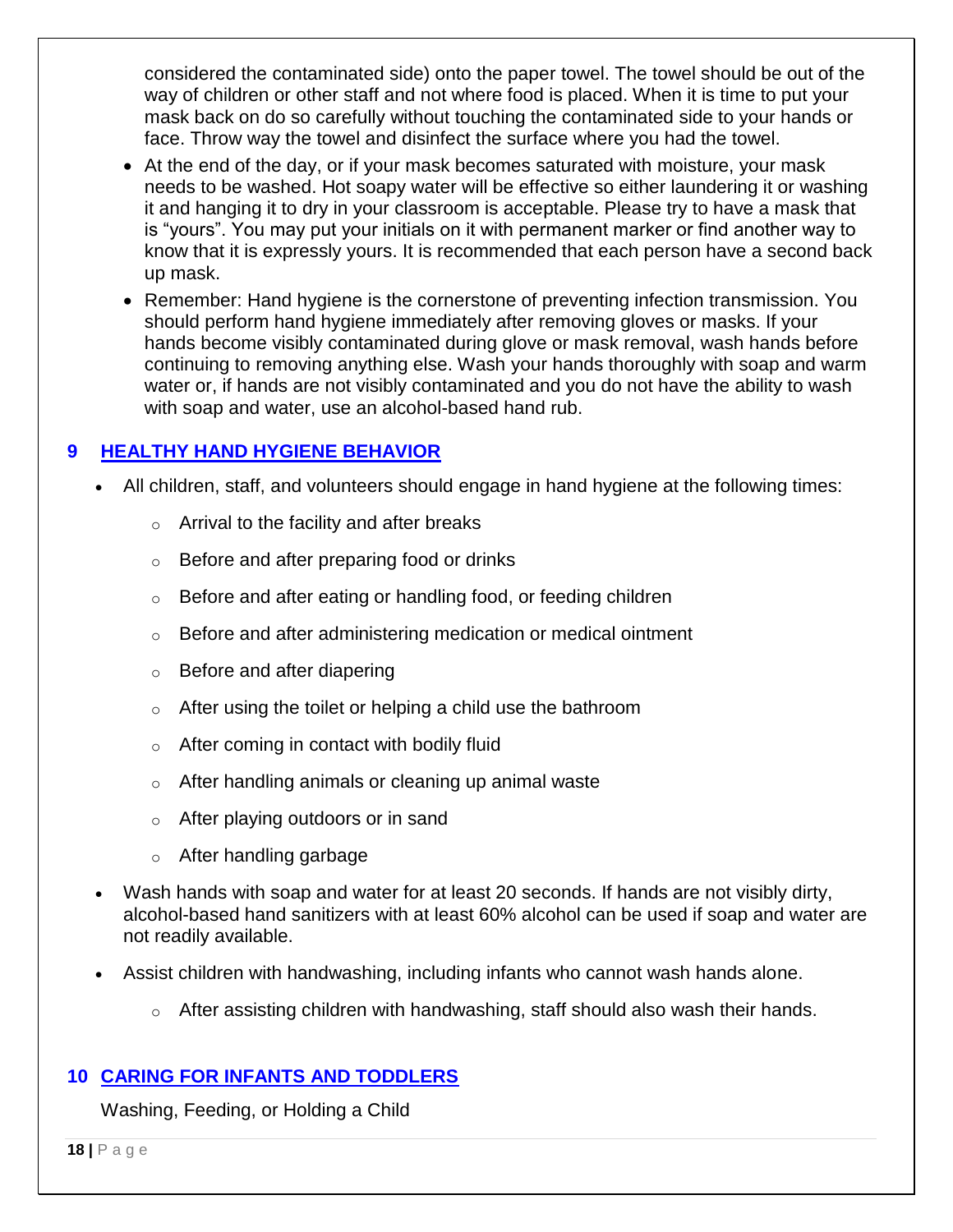considered the contaminated side) onto the paper towel. The towel should be out of the way of children or other staff and not where food is placed. When it is time to put your mask back on do so carefully without touching the contaminated side to your hands or face. Throw way the towel and disinfect the surface where you had the towel.

- At the end of the day, or if your mask becomes saturated with moisture, your mask needs to be washed. Hot soapy water will be effective so either laundering it or washing it and hanging it to dry in your classroom is acceptable. Please try to have a mask that is "yours". You may put your initials on it with permanent marker or find another way to know that it is expressly yours. It is recommended that each person have a second back up mask.
- Remember: Hand hygiene is the cornerstone of preventing infection transmission. You should perform hand hygiene immediately after removing gloves or masks. If your hands become visibly contaminated during glove or mask removal, wash hands before continuing to removing anything else. Wash your hands thoroughly with soap and warm water or, if hands are not visibly contaminated and you do not have the ability to wash with soap and water, use an alcohol-based hand rub.

## 9 HEALTHY HAND HYGIENE BEHAVIOR

- All children, staff, and volunteers should engage in hand hygiene at the following times:
  - Arrival to the facility and after breaks
  - Before and after preparing food or drinks
  - Before and after eating or handling food, or feeding children
  - Before and after administering medication or medical ointment
  - Before and after diapering
  - After using the toilet or helping a child use the bathroom
  - After coming in contact with bodily fluid
  - After handling animals or cleaning up animal waste
  - After playing outdoors or in sand
  - After handling garbage
- Wash hands with soap and water for at least 20 seconds. If hands are not visibly dirty, alcohol-based hand sanitizers with at least 60% alcohol can be used if soap and water are not readily available.
- Assist children with handwashing, including infants who cannot wash hands alone.
  - After assisting children with handwashing, staff should also wash their hands.

## 10 CARING FOR INFANTS AND TODDLERS

Washing, Feeding, or Holding a Child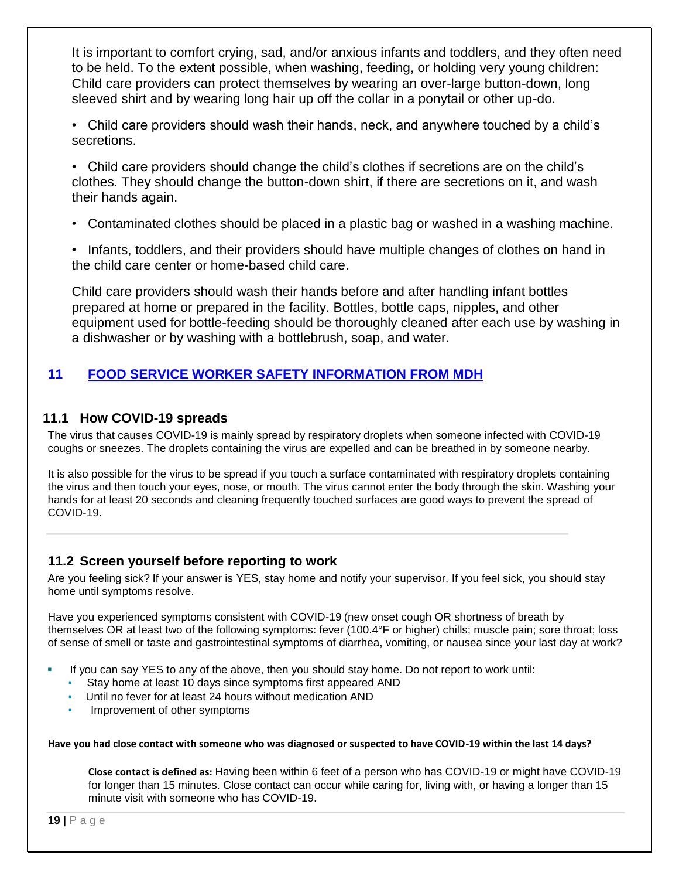It is important to comfort crying, sad, and/or anxious infants and toddlers, and they often need to be held. To the extent possible, when washing, feeding, or holding very young children: Child care providers can protect themselves by wearing an over-large button-down, long sleeved shirt and by wearing long hair up off the collar in a ponytail or other up-do.

- Child care providers should wash their hands, neck, and anywhere touched by a child's secretions.
- Child care providers should change the child's clothes if secretions are on the child's clothes. They should change the button-down shirt, if there are secretions on it, and wash their hands again.
- Contaminated clothes should be placed in a plastic bag or washed in a washing machine.
- Infants, toddlers, and their providers should have multiple changes of clothes on hand in the child care center or home-based child care.

Child care providers should wash their hands before and after handling infant bottles prepared at home or prepared in the facility. Bottles, bottle caps, nipples, and other equipment used for bottle-feeding should be thoroughly cleaned after each use by washing in a dishwasher or by washing with a bottlebrush, soap, and water.

# 11 FOOD SERVICE WORKER SAFETY INFORMATION FROM MDH

## 11.1 How COVID-19 spreads

The virus that causes COVID-19 is mainly spread by respiratory droplets when someone infected with COVID-19 coughs or sneezes. The droplets containing the virus are expelled and can be breathed in by someone nearby.

It is also possible for the virus to be spread if you touch a surface contaminated with respiratory droplets containing the virus and then touch your eyes, nose, or mouth. The virus cannot enter the body through the skin. Washing your hands for at least 20 seconds and cleaning frequently touched surfaces are good ways to prevent the spread of COVID-19.

---

## 11.2 Screen yourself before reporting to work

Are you feeling sick? If your answer is YES, stay home and notify your supervisor. If you feel sick, you should stay home until symptoms resolve.

Have you experienced symptoms consistent with COVID-19 (new onset cough OR shortness of breath by themselves OR at least two of the following symptoms: fever (100.4°F or higher) chills; muscle pain; sore throat; loss of sense of smell or taste and gastrointestinal symptoms of diarrhea, vomiting, or nausea since your last day at work?

- If you can say YES to any of the above, then you should stay home. Do not report to work until:
  - Stay home at least 10 days since symptoms first appeared AND
  - Until no fever for at least 24 hours without medication AND
  - Improvement of other symptoms

**Have you had close contact with someone who was diagnosed or suspected to have COVID-19 within the last 14 days?**

> **Close contact is defined as:** Having been within 6 feet of a person who has COVID-19 or might have COVID-19 for longer than 15 minutes. Close contact can occur while caring for, living with, or having a longer than 15 minute visit with someone who has COVID-19.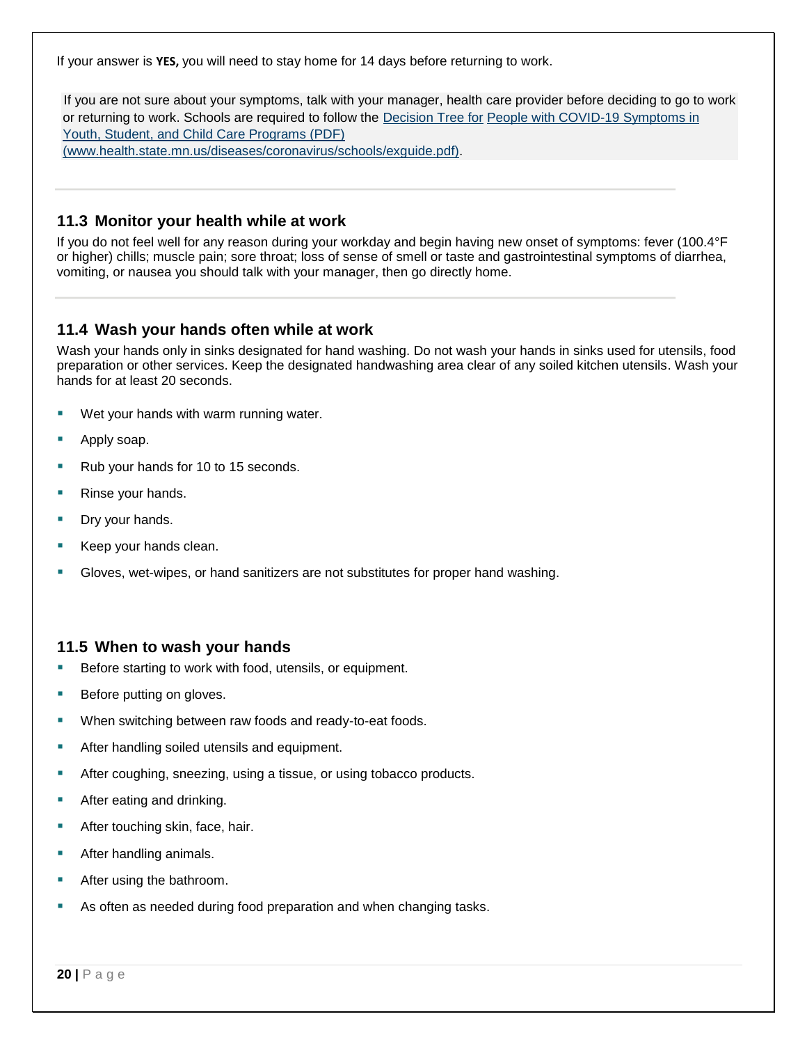If your answer is **YES,** you will need to stay home for 14 days before returning to work.

If you are not sure about your symptoms, talk with your manager, health care provider before deciding to go to work or returning to work. Schools are required to follow the [Decision Tree for People with COVID-19 Symptoms in Youth, Student, and Child Care Programs (PDF) (www.health.state.mn.us/diseases/coronavirus/schools/exguide.pdf)](www.health.state.mn.us/diseases/coronavirus/schools/exguide.pdf).

---

## 11.3 Monitor your health while at work

If you do not feel well for any reason during your workday and begin having new onset of symptoms: fever (100.4°F or higher) chills; muscle pain; sore throat; loss of sense of smell or taste and gastrointestinal symptoms of diarrhea, vomiting, or nausea you should talk with your manager, then go directly home.

---

## 11.4 Wash your hands often while at work

Wash your hands only in sinks designated for hand washing. Do not wash your hands in sinks used for utensils, food preparation or other services. Keep the designated handwashing area clear of any soiled kitchen utensils. Wash your hands for at least 20 seconds.

- Wet your hands with warm running water.
- Apply soap.
- Rub your hands for 10 to 15 seconds.
- Rinse your hands.
- Dry your hands.
- Keep your hands clean.
- Gloves, wet-wipes, or hand sanitizers are not substitutes for proper hand washing.

## 11.5 When to wash your hands

- Before starting to work with food, utensils, or equipment.
- Before putting on gloves.
- When switching between raw foods and ready-to-eat foods.
- After handling soiled utensils and equipment.
- After coughing, sneezing, using a tissue, or using tobacco products.
- After eating and drinking.
- After touching skin, face, hair.
- After handling animals.
- After using the bathroom.
- As often as needed during food preparation and when changing tasks.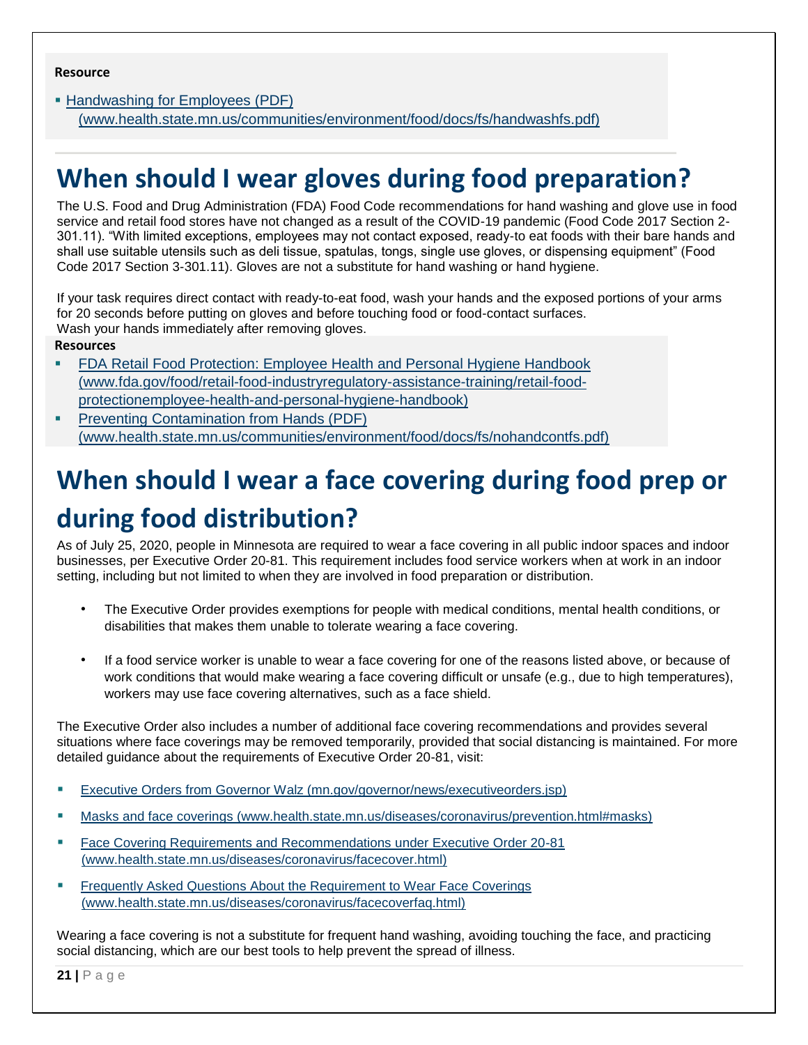**Resource**

- [Handwashing for Employees (PDF) (www.health.state.mn.us/communities/environment/food/docs/fs/handwashfs.pdf)](www.health.state.mn.us/communities/environment/food/docs/fs/handwashfs.pdf)

## When should I wear gloves during food preparation?

The U.S. Food and Drug Administration (FDA) Food Code recommendations for hand washing and glove use in food service and retail food stores have not changed as a result of the COVID-19 pandemic (Food Code 2017 Section 2-301.11). "With limited exceptions, employees may not contact exposed, ready-to eat foods with their bare hands and shall use suitable utensils such as deli tissue, spatulas, tongs, single use gloves, or dispensing equipment" (Food Code 2017 Section 3-301.11). Gloves are not a substitute for hand washing or hand hygiene.

If your task requires direct contact with ready-to-eat food, wash your hands and the exposed portions of your arms for 20 seconds before putting on gloves and before touching food or food-contact surfaces.
Wash your hands immediately after removing gloves.

**Resources**

- [FDA Retail Food Protection: Employee Health and Personal Hygiene Handbook (www.fda.gov/food/retail-food-industryregulatory-assistance-training/retail-food-protectionemployee-health-and-personal-hygiene-handbook)](www.fda.gov/food/retail-food-industryregulatory-assistance-training/retail-food-protectionemployee-health-and-personal-hygiene-handbook)
- [Preventing Contamination from Hands (PDF) (www.health.state.mn.us/communities/environment/food/docs/fs/nohandcontfs.pdf)](www.health.state.mn.us/communities/environment/food/docs/fs/nohandcontfs.pdf)

## When should I wear a face covering during food prep or during food distribution?

As of July 25, 2020, people in Minnesota are required to wear a face covering in all public indoor spaces and indoor businesses, per Executive Order 20-81. This requirement includes food service workers when at work in an indoor setting, including but not limited to when they are involved in food preparation or distribution.

- The Executive Order provides exemptions for people with medical conditions, mental health conditions, or disabilities that makes them unable to tolerate wearing a face covering.
- If a food service worker is unable to wear a face covering for one of the reasons listed above, or because of work conditions that would make wearing a face covering difficult or unsafe (e.g., due to high temperatures), workers may use face covering alternatives, such as a face shield.

The Executive Order also includes a number of additional face covering recommendations and provides several situations where face coverings may be removed temporarily, provided that social distancing is maintained. For more detailed guidance about the requirements of Executive Order 20-81, visit:

- [Executive Orders from Governor Walz (mn.gov/governor/news/executiveorders.jsp)](mn.gov/governor/news/executiveorders.jsp)
- [Masks and face coverings (www.health.state.mn.us/diseases/coronavirus/prevention.html#masks)](www.health.state.mn.us/diseases/coronavirus/prevention.html#masks)
- [Face Covering Requirements and Recommendations under Executive Order 20-81 (www.health.state.mn.us/diseases/coronavirus/facecover.html)](www.health.state.mn.us/diseases/coronavirus/facecover.html)
- [Frequently Asked Questions About the Requirement to Wear Face Coverings (www.health.state.mn.us/diseases/coronavirus/facecoverfaq.html)](www.health.state.mn.us/diseases/coronavirus/facecoverfaq.html)

Wearing a face covering is not a substitute for frequent hand washing, avoiding touching the face, and practicing social distancing, which are our best tools to help prevent the spread of illness.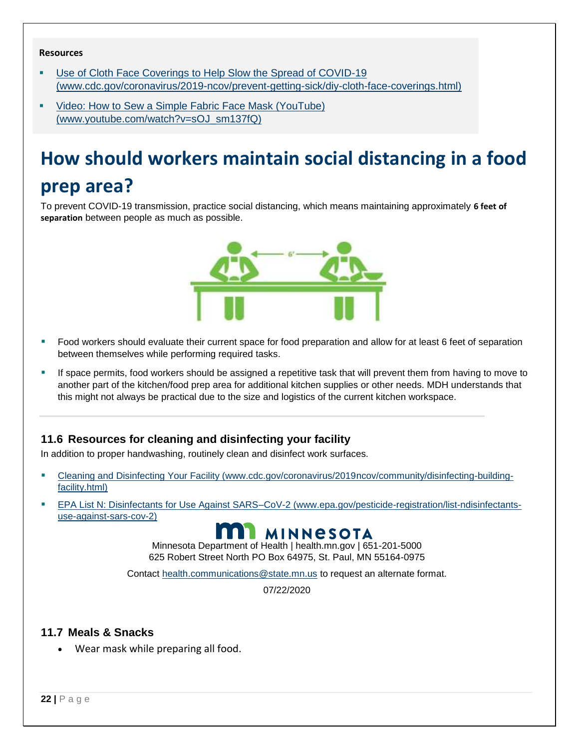**Resources**

- [Use of Cloth Face Coverings to Help Slow the Spread of COVID-19 (www.cdc.gov/coronavirus/2019-ncov/prevent-getting-sick/diy-cloth-face-coverings.html)](www.cdc.gov/coronavirus/2019-ncov/prevent-getting-sick/diy-cloth-face-coverings.html)
- [Video: How to Sew a Simple Fabric Face Mask (YouTube) (www.youtube.com/watch?v=sOJ_sm137fQ)](www.youtube.com/watch?v=sOJ_sm137fQ)

# How should workers maintain social distancing in a food prep area?

To prevent COVID-19 transmission, practice social distancing, which means maintaining approximately **6 feet of separation** between people as much as possible.

- Food workers should evaluate their current space for food preparation and allow for at least 6 feet of separation between themselves while performing required tasks.
- If space permits, food workers should be assigned a repetitive task that will prevent them from having to move to another part of the kitchen/food prep area for additional kitchen supplies or other needs. MDH understands that this might not always be practical due to the size and logistics of the current kitchen workspace.

### 11.6 Resources for cleaning and disinfecting your facility

In addition to proper handwashing, routinely clean and disinfect work surfaces.

- [Cleaning and Disinfecting Your Facility (www.cdc.gov/coronavirus/2019ncov/community/disinfecting-building-facility.html)](www.cdc.gov/coronavirus/2019ncov/community/disinfecting-building-facility.html)
- [EPA List N: Disinfectants for Use Against SARS–CoV-2 (www.epa.gov/pesticide-registration/list-ndisinfectants-use-against-sars-cov-2)](www.epa.gov/pesticide-registration/list-ndisinfectants-use-against-sars-cov-2)

MINNESOTA

Minnesota Department of Health | health.mn.gov | 651-201-5000
625 Robert Street North PO Box 64975, St. Paul, MN 55164-0975

Contact health.communications@state.mn.us to request an alternate format.

07/22/2020

### 11.7 Meals & Snacks

- Wear mask while preparing all food.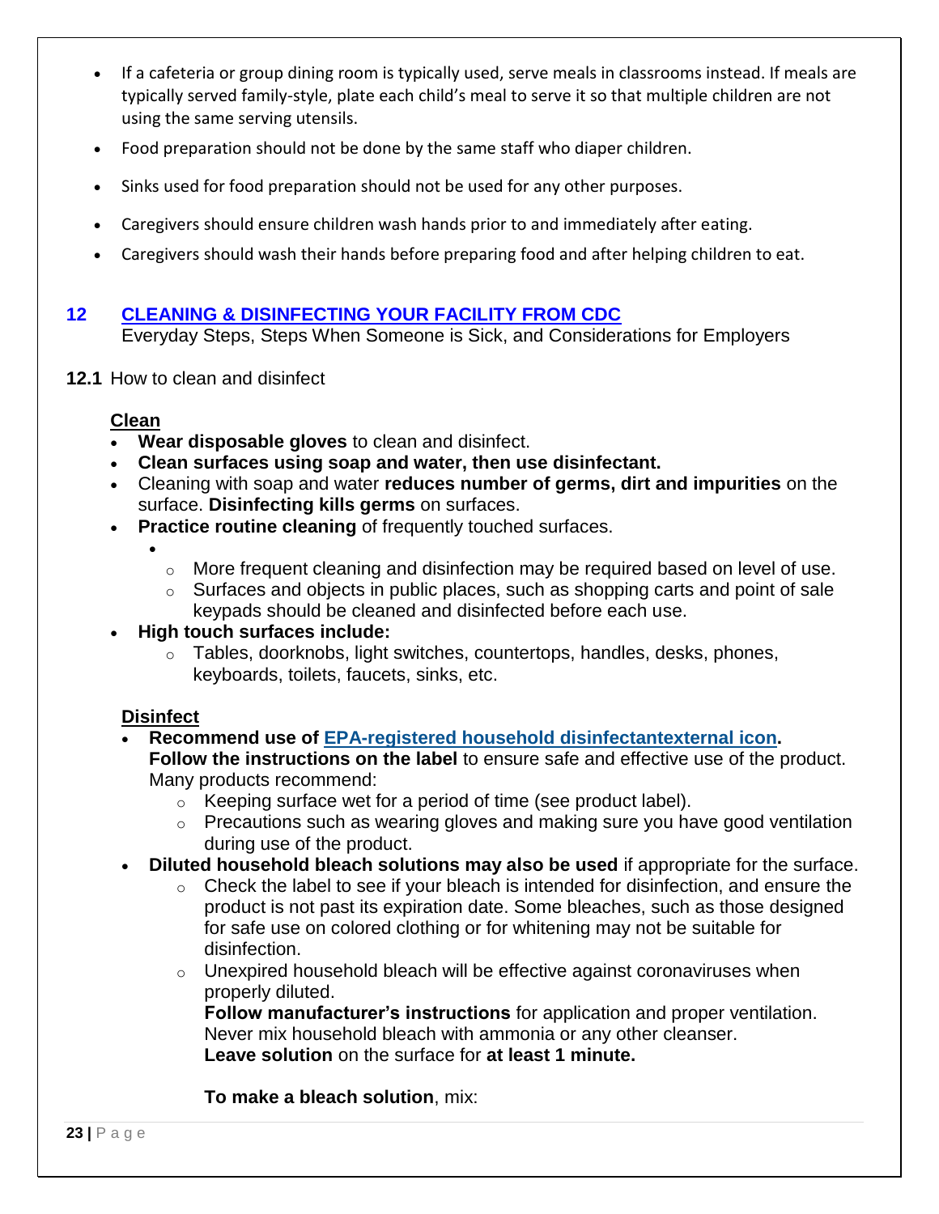- If a cafeteria or group dining room is typically used, serve meals in classrooms instead. If meals are typically served family-style, plate each child's meal to serve it so that multiple children are not using the same serving utensils.
- Food preparation should not be done by the same staff who diaper children.
- Sinks used for food preparation should not be used for any other purposes.
- Caregivers should ensure children wash hands prior to and immediately after eating.
- Caregivers should wash their hands before preparing food and after helping children to eat.

## 12 CLEANING & DISINFECTING YOUR FACILITY FROM CDC

Everyday Steps, Steps When Someone is Sick, and Considerations for Employers

### 12.1 How to clean and disinfect

**Clean**

- **Wear disposable gloves** to clean and disinfect.
- **Clean surfaces using soap and water, then use disinfectant.**
- Cleaning with soap and water **reduces number of germs, dirt and impurities** on the surface. **Disinfecting kills germs** on surfaces.
- **Practice routine cleaning** of frequently touched surfaces.
  - More frequent cleaning and disinfection may be required based on level of use.
  - Surfaces and objects in public places, such as shopping carts and point of sale keypads should be cleaned and disinfected before each use.
- **High touch surfaces include:**
  - Tables, doorknobs, light switches, countertops, handles, desks, phones, keyboards, toilets, faucets, sinks, etc.

**Disinfect**

- **Recommend use of EPA-registered household disinfectantexternal icon.** **Follow the instructions on the label** to ensure safe and effective use of the product. Many products recommend:
  - Keeping surface wet for a period of time (see product label).
  - Precautions such as wearing gloves and making sure you have good ventilation during use of the product.
- **Diluted household bleach solutions may also be used** if appropriate for the surface.
  - Check the label to see if your bleach is intended for disinfection, and ensure the product is not past its expiration date. Some bleaches, such as those designed for safe use on colored clothing or for whitening may not be suitable for disinfection.
  - Unexpired household bleach will be effective against coronaviruses when properly diluted.
    **Follow manufacturer's instructions** for application and proper ventilation. Never mix household bleach with ammonia or any other cleanser.
    **Leave solution** on the surface for **at least 1 minute.**

    **To make a bleach solution**, mix: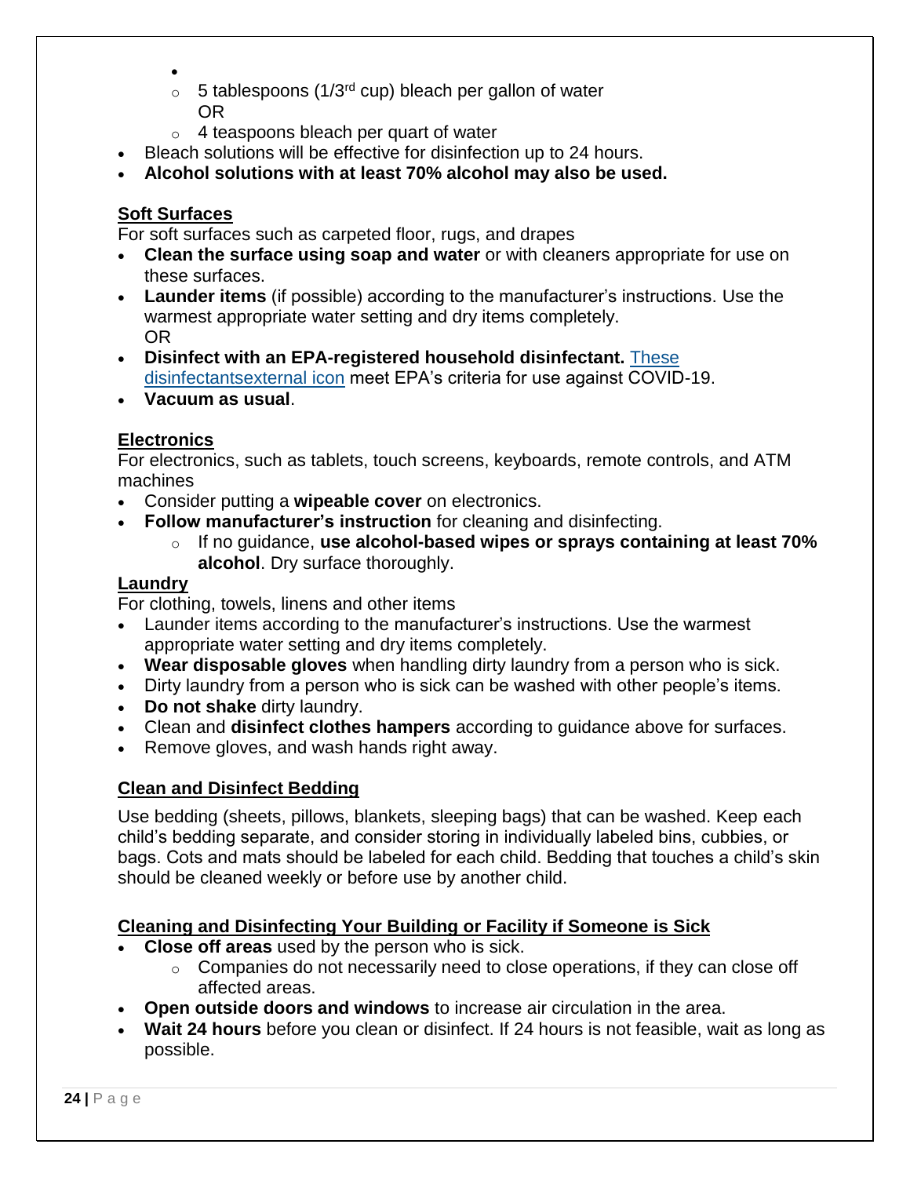- 
  - 5 tablespoons (1/3rd cup) bleach per gallon of water
    OR
  - 4 teaspoons bleach per quart of water
- Bleach solutions will be effective for disinfection up to 24 hours.
- **Alcohol solutions with at least 70% alcohol may also be used.**

**Soft Surfaces**

For soft surfaces such as carpeted floor, rugs, and drapes

- **Clean the surface using soap and water** or with cleaners appropriate for use on these surfaces.
- **Launder items** (if possible) according to the manufacturer's instructions. Use the warmest appropriate water setting and dry items completely.
  OR
- **Disinfect with an EPA-registered household disinfectant.** These disinfectantsexternal icon meet EPA's criteria for use against COVID-19.
- **Vacuum as usual**.

**Electronics**

For electronics, such as tablets, touch screens, keyboards, remote controls, and ATM machines

- Consider putting a **wipeable cover** on electronics.
- **Follow manufacturer's instruction** for cleaning and disinfecting.
  - If no guidance, **use alcohol-based wipes or sprays containing at least 70% alcohol**. Dry surface thoroughly.

**Laundry**

For clothing, towels, linens and other items

- Launder items according to the manufacturer's instructions. Use the warmest appropriate water setting and dry items completely.
- **Wear disposable gloves** when handling dirty laundry from a person who is sick.
- Dirty laundry from a person who is sick can be washed with other people's items.
- **Do not shake** dirty laundry.
- Clean and **disinfect clothes hampers** according to guidance above for surfaces.
- Remove gloves, and wash hands right away.

**Clean and Disinfect Bedding**

Use bedding (sheets, pillows, blankets, sleeping bags) that can be washed. Keep each child's bedding separate, and consider storing in individually labeled bins, cubbies, or bags. Cots and mats should be labeled for each child. Bedding that touches a child's skin should be cleaned weekly or before use by another child.

**Cleaning and Disinfecting Your Building or Facility if Someone is Sick**

- **Close off areas** used by the person who is sick.
  - Companies do not necessarily need to close operations, if they can close off affected areas.
- **Open outside doors and windows** to increase air circulation in the area.
- **Wait 24 hours** before you clean or disinfect. If 24 hours is not feasible, wait as long as possible.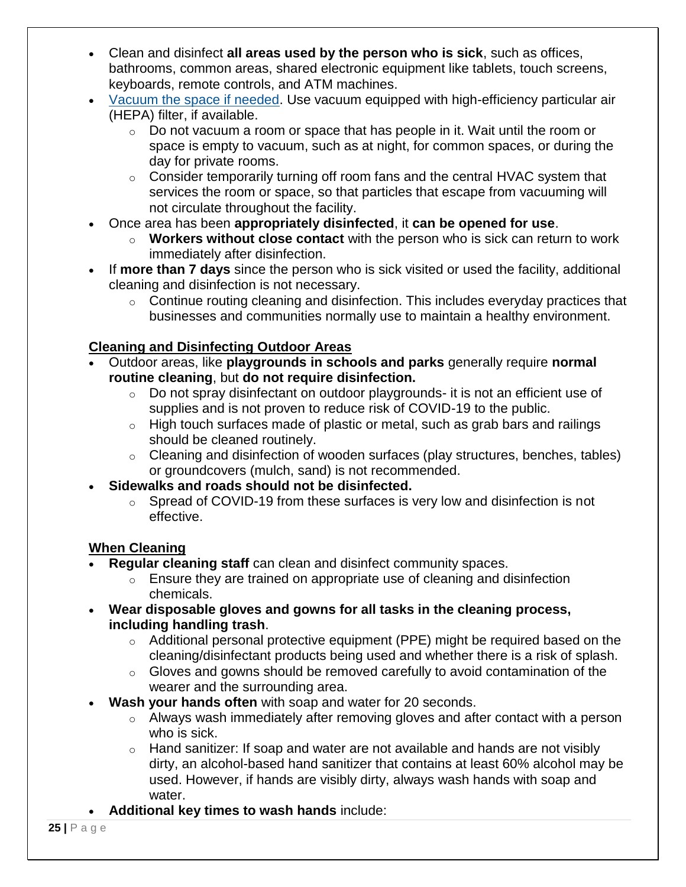- Clean and disinfect **all areas used by the person who is sick**, such as offices, bathrooms, common areas, shared electronic equipment like tablets, touch screens, keyboards, remote controls, and ATM machines.
- Vacuum the space if needed. Use vacuum equipped with high-efficiency particular air (HEPA) filter, if available.
  - Do not vacuum a room or space that has people in it. Wait until the room or space is empty to vacuum, such as at night, for common spaces, or during the day for private rooms.
  - Consider temporarily turning off room fans and the central HVAC system that services the room or space, so that particles that escape from vacuuming will not circulate throughout the facility.
- Once area has been **appropriately disinfected**, it **can be opened for use**.
  - **Workers without close contact** with the person who is sick can return to work immediately after disinfection.
- If **more than 7 days** since the person who is sick visited or used the facility, additional cleaning and disinfection is not necessary.
  - Continue routing cleaning and disinfection. This includes everyday practices that businesses and communities normally use to maintain a healthy environment.

**<u>Cleaning and Disinfecting Outdoor Areas</u>**

- Outdoor areas, like **playgrounds in schools and parks** generally require **normal routine cleaning**, but **do not require disinfection.**
  - Do not spray disinfectant on outdoor playgrounds- it is not an efficient use of supplies and is not proven to reduce risk of COVID-19 to the public.
  - High touch surfaces made of plastic or metal, such as grab bars and railings should be cleaned routinely.
  - Cleaning and disinfection of wooden surfaces (play structures, benches, tables) or groundcovers (mulch, sand) is not recommended.
- **Sidewalks and roads should not be disinfected.**
  - Spread of COVID-19 from these surfaces is very low and disinfection is not effective.

**<u>When Cleaning</u>**

- **Regular cleaning staff** can clean and disinfect community spaces.
  - Ensure they are trained on appropriate use of cleaning and disinfection chemicals.
- **Wear disposable gloves and gowns for all tasks in the cleaning process, including handling trash**.
  - Additional personal protective equipment (PPE) might be required based on the cleaning/disinfectant products being used and whether there is a risk of splash.
  - Gloves and gowns should be removed carefully to avoid contamination of the wearer and the surrounding area.
- **Wash your hands often** with soap and water for 20 seconds.
  - Always wash immediately after removing gloves and after contact with a person who is sick.
  - Hand sanitizer: If soap and water are not available and hands are not visibly dirty, an alcohol-based hand sanitizer that contains at least 60% alcohol may be used. However, if hands are visibly dirty, always wash hands with soap and water.
- **Additional key times to wash hands** include: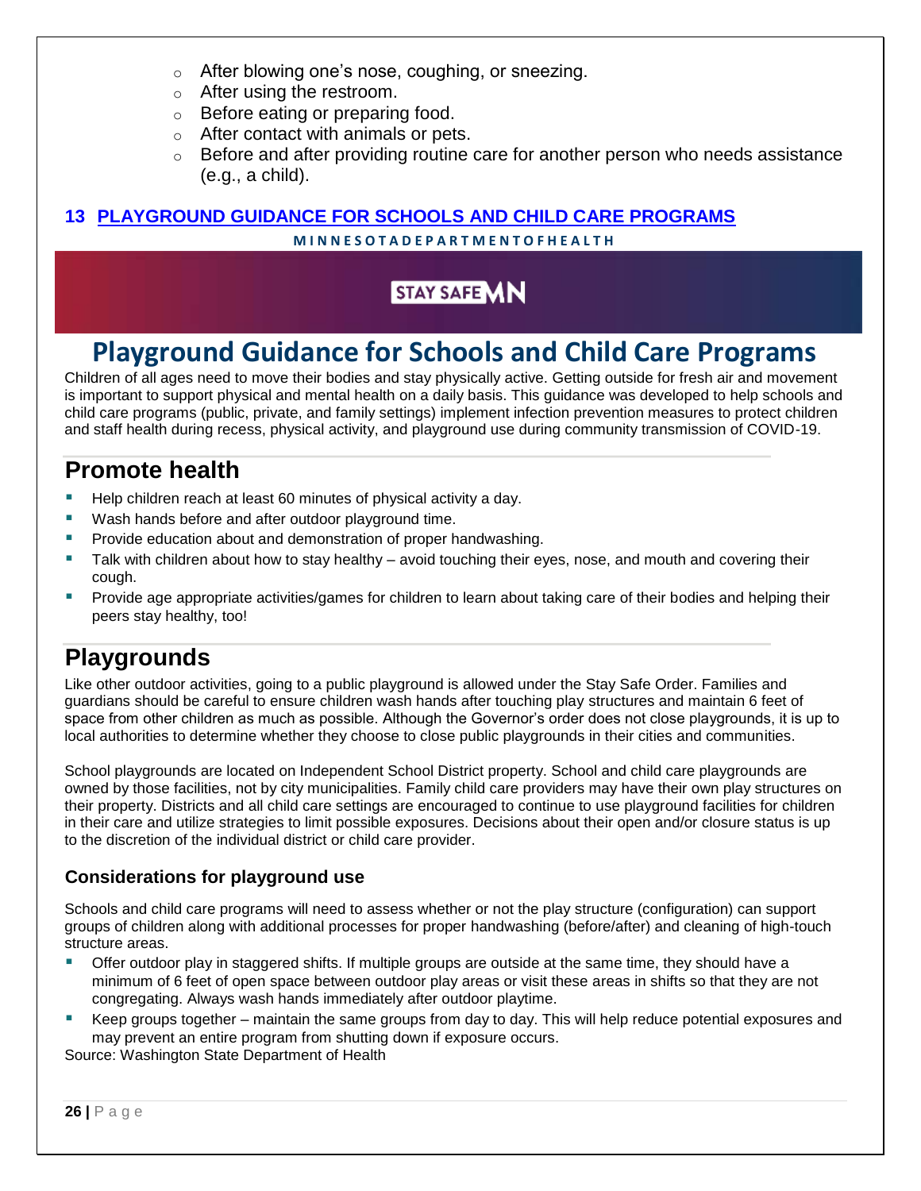- After blowing one's nose, coughing, or sneezing.
- After using the restroom.
- Before eating or preparing food.
- After contact with animals or pets.
- Before and after providing routine care for another person who needs assistance (e.g., a child).

## 13 PLAYGROUND GUIDANCE FOR SCHOOLS AND CHILD CARE PROGRAMS

MINNESOTA DEPARTMENT OF HEALTH

STAY SAFE MN

# Playground Guidance for Schools and Child Care Programs

Children of all ages need to move their bodies and stay physically active. Getting outside for fresh air and movement is important to support physical and mental health on a daily basis. This guidance was developed to help schools and child care programs (public, private, and family settings) implement infection prevention measures to protect children and staff health during recess, physical activity, and playground use during community transmission of COVID-19.

## Promote health

- Help children reach at least 60 minutes of physical activity a day.
- Wash hands before and after outdoor playground time.
- Provide education about and demonstration of proper handwashing.
- Talk with children about how to stay healthy – avoid touching their eyes, nose, and mouth and covering their cough.
- Provide age appropriate activities/games for children to learn about taking care of their bodies and helping their peers stay healthy, too!

## Playgrounds

Like other outdoor activities, going to a public playground is allowed under the Stay Safe Order. Families and guardians should be careful to ensure children wash hands after touching play structures and maintain 6 feet of space from other children as much as possible. Although the Governor's order does not close playgrounds, it is up to local authorities to determine whether they choose to close public playgrounds in their cities and communities.

School playgrounds are located on Independent School District property. School and child care playgrounds are owned by those facilities, not by city municipalities. Family child care providers may have their own play structures on their property. Districts and all child care settings are encouraged to continue to use playground facilities for children in their care and utilize strategies to limit possible exposures. Decisions about their open and/or closure status is up to the discretion of the individual district or child care provider.

### Considerations for playground use

Schools and child care programs will need to assess whether or not the play structure (configuration) can support groups of children along with additional processes for proper handwashing (before/after) and cleaning of high-touch structure areas.

- Offer outdoor play in staggered shifts. If multiple groups are outside at the same time, they should have a minimum of 6 feet of open space between outdoor play areas or visit these areas in shifts so that they are not congregating. Always wash hands immediately after outdoor playtime.
- Keep groups together – maintain the same groups from day to day. This will help reduce potential exposures and may prevent an entire program from shutting down if exposure occurs.

Source: Washington State Department of Health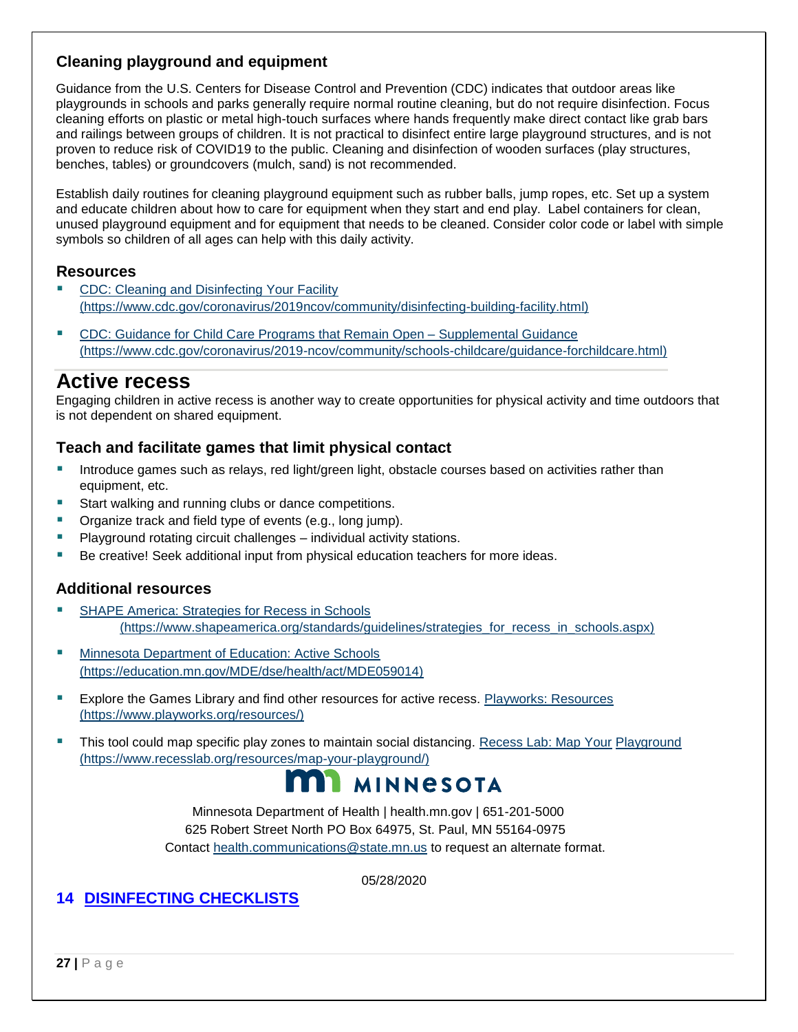### Cleaning playground and equipment

Guidance from the U.S. Centers for Disease Control and Prevention (CDC) indicates that outdoor areas like playgrounds in schools and parks generally require normal routine cleaning, but do not require disinfection. Focus cleaning efforts on plastic or metal high-touch surfaces where hands frequently make direct contact like grab bars and railings between groups of children. It is not practical to disinfect entire large playground structures, and is not proven to reduce risk of COVID19 to the public. Cleaning and disinfection of wooden surfaces (play structures, benches, tables) or groundcovers (mulch, sand) is not recommended.

Establish daily routines for cleaning playground equipment such as rubber balls, jump ropes, etc. Set up a system and educate children about how to care for equipment when they start and end play. Label containers for clean, unused playground equipment and for equipment that needs to be cleaned. Consider color code or label with simple symbols so children of all ages can help with this daily activity.

### Resources

- [CDC: Cleaning and Disinfecting Your Facility (https://www.cdc.gov/coronavirus/2019ncov/community/disinfecting-building-facility.html)](https://www.cdc.gov/coronavirus/2019ncov/community/disinfecting-building-facility.html)
- [CDC: Guidance for Child Care Programs that Remain Open – Supplemental Guidance (https://www.cdc.gov/coronavirus/2019-ncov/community/schools-childcare/guidance-forchildcare.html)](https://www.cdc.gov/coronavirus/2019-ncov/community/schools-childcare/guidance-forchildcare.html)

## Active recess

Engaging children in active recess is another way to create opportunities for physical activity and time outdoors that is not dependent on shared equipment.

### Teach and facilitate games that limit physical contact

- Introduce games such as relays, red light/green light, obstacle courses based on activities rather than equipment, etc.
- Start walking and running clubs or dance competitions.
- Organize track and field type of events (e.g., long jump).
- Playground rotating circuit challenges – individual activity stations.
- Be creative! Seek additional input from physical education teachers for more ideas.

### Additional resources

- [SHAPE America: Strategies for Recess in Schools (https://www.shapeamerica.org/standards/guidelines/strategies_for_recess_in_schools.aspx)](https://www.shapeamerica.org/standards/guidelines/strategies_for_recess_in_schools.aspx)
- [Minnesota Department of Education: Active Schools (https://education.mn.gov/MDE/dse/health/act/MDE059014)](https://education.mn.gov/MDE/dse/health/act/MDE059014)
- Explore the Games Library and find other resources for active recess. [Playworks: Resources (https://www.playworks.org/resources/)](https://www.playworks.org/resources/)
- This tool could map specific play zones to maintain social distancing. [Recess Lab: Map Your Playground (https://www.recesslab.org/resources/map-your-playground/)](https://www.recesslab.org/resources/map-your-playground/)

MINNESOTA

Minnesota Department of Health | health.mn.gov | 651-201-5000
625 Robert Street North PO Box 64975, St. Paul, MN 55164-0975
Contact health.communications@state.mn.us to request an alternate format.

05/28/2020

## 14 DISINFECTING CHECKLISTS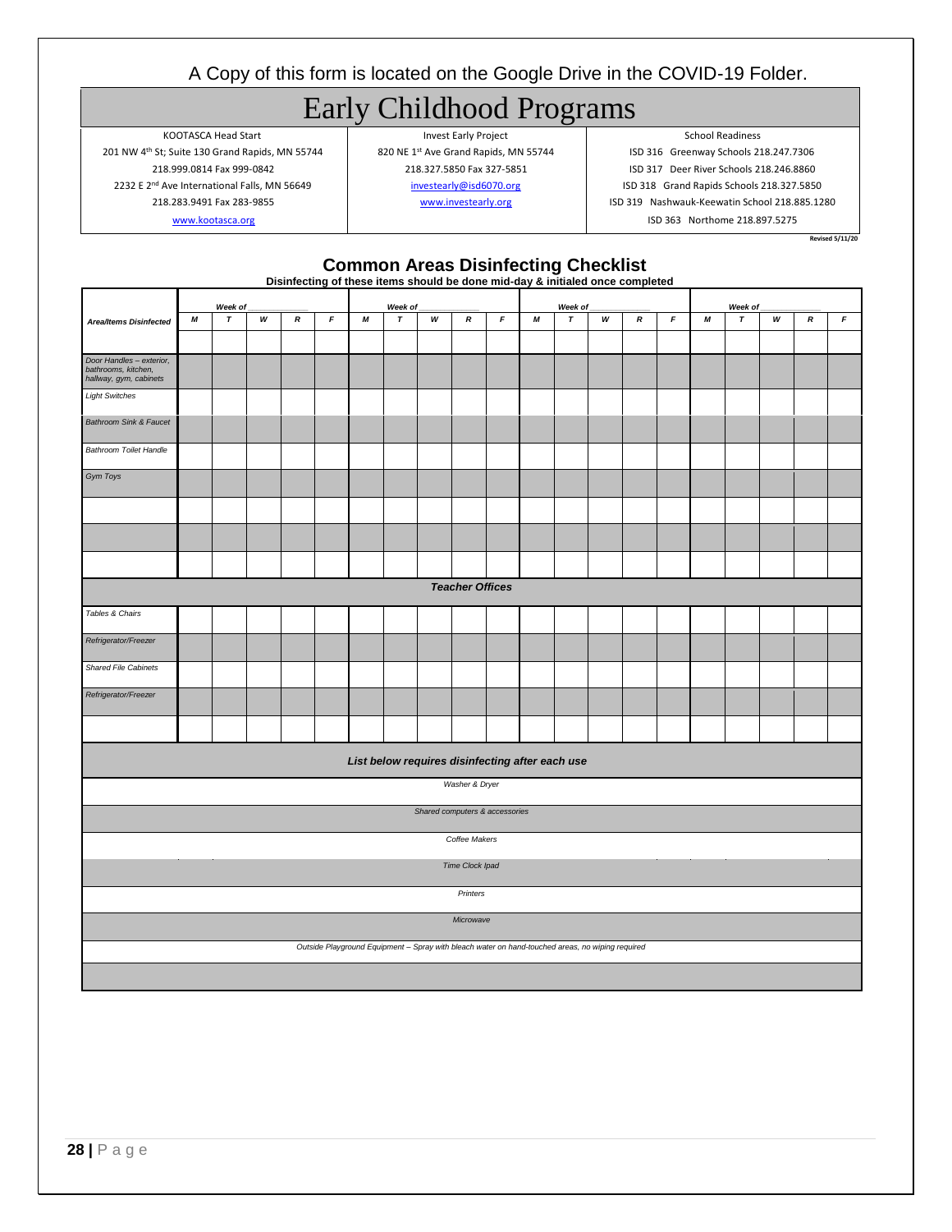A Copy of this form is located on the Google Drive in the COVID-19 Folder.

# Early Childhood Programs

| KOOTASCA Head Start | Invest Early Project | School Readiness |
|---|---|---|
| 201 NW 4th St; Suite 130 Grand Rapids, MN 55744 | 820 NE 1st Ave Grand Rapids, MN 55744 | ISD 316 Greenway Schools 218.247.7306 |
| 218.999.0814 Fax 999-0842 | 218.327.5850 Fax 327-5851 | ISD 317 Deer River Schools 218.246.8860 |
| 2232 E 2nd Ave International Falls, MN 56649 | investearly@isd6070.org | ISD 318 Grand Rapids Schools 218.327.5850 |
| 218.283.9491 Fax 283-9855 | www.investearly.org | ISD 319 Nashwauk-Keewatin School 218.885.1280 |
| www.kootasca.org | | ISD 363 Northome 218.897.5275 |

Revised 5/11/20

## Common Areas Disinfecting Checklist

**Disinfecting of these items should be done mid-day & initialed once completed**

| Area/Items Disinfected | Week of ______ | | | | | Week of ______ | | | | | Week of ______ | | | | | Week of ______ | | | | |
|---|---|---|---|---|---|---|---|---|---|---|---|---|---|---|---|---|---|---|---|---|
| | M | T | W | R | F | M | T | W | R | F | M | T | W | R | F | M | T | W | R | F |
| | | | | | | | | | | | | | | | | | | | | |
| Door Handles – exterior, bathrooms, kitchen, hallway, gym, cabinets | | | | | | | | | | | | | | | | | | | | |
| Light Switches | | | | | | | | | | | | | | | | | | | | |
| Bathroom Sink & Faucet | | | | | | | | | | | | | | | | | | | | |
| Bathroom Toilet Handle | | | | | | | | | | | | | | | | | | | | |
| Gym Toys | | | | | | | | | | | | | | | | | | | | |
| | | | | | | | | | | | | | | | | | | | | |
| | | | | | | | | | | | | | | | | | | | | |
| | | | | | | | | | | | | | | | | | | | | |
| **Teacher Offices** | | | | | | | | | | | | | | | | | | | | |
| Tables & Chairs | | | | | | | | | | | | | | | | | | | | |
| Refrigerator/Freezer | | | | | | | | | | | | | | | | | | | | |
| Shared File Cabinets | | | | | | | | | | | | | | | | | | | | |
| Refrigerator/Freezer | | | | | | | | | | | | | | | | | | | | |
| | | | | | | | | | | | | | | | | | | | | |

**List below requires disinfecting after each use**

- Washer & Dryer
- Shared computers & accessories
- Coffee Makers
- Time Clock Ipad
- Printers
- Microwave
- Outside Playground Equipment – Spray with bleach water on hand-touched areas, no wiping required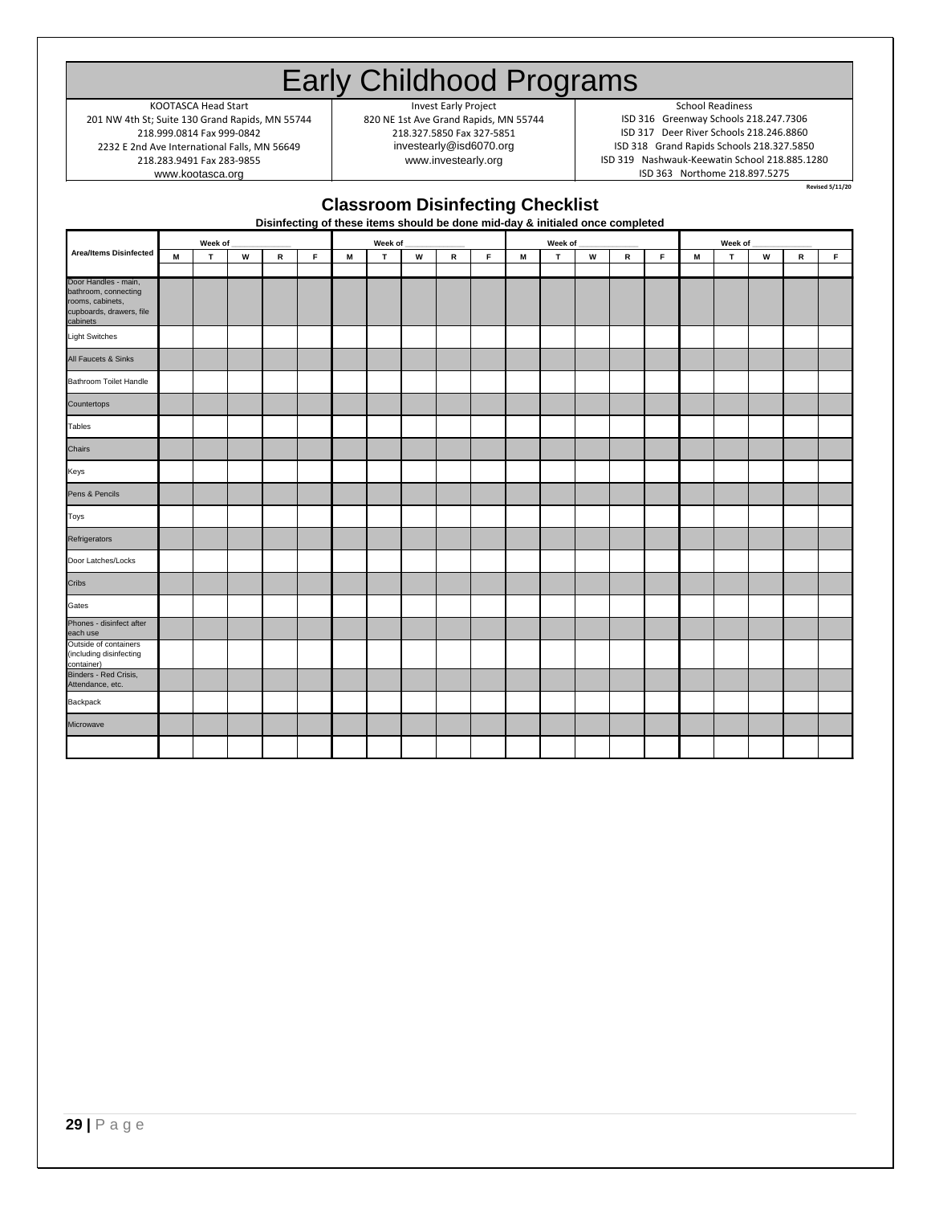# Early Childhood Programs

KOOTASCA Head Start
201 NW 4th St; Suite 130 Grand Rapids, MN 55744
218.999.0814 Fax 999-0842
2232 E 2nd Ave International Falls, MN 56649
218.283.9491 Fax 283-9855
www.kootasca.org

Invest Early Project
820 NE 1st Ave Grand Rapids, MN 55744
218.327.5850 Fax 327-5851
investearly@isd6070.org
www.investearly.org

School Readiness
ISD 316 Greenway Schools 218.247.7306
ISD 317 Deer River Schools 218.246.8860
ISD 318 Grand Rapids Schools 218.327.5850
ISD 319 Nashwauk-Keewatin School 218.885.1280
ISD 363 Northome 218.897.5275

Revised 5/11/20

## Classroom Disinfecting Checklist

**Disinfecting of these items should be done mid-day & initialed once completed**

| Area/Items Disinfected | Week of ______ | | | | | Week of ______ | | | | | Week of ______ | | | | | Week of ______ | | | | |
|---|---|---|---|---|---|---|---|---|---|---|---|---|---|---|---|---|---|---|---|---|
| | M | T | W | R | F | M | T | W | R | F | M | T | W | R | F | M | T | W | R | F |
| Door Handles - main, bathroom, connecting rooms, cabinets, cupboards, drawers, file cabinets | | | | | | | | | | | | | | | | | | | | |
| Light Switches | | | | | | | | | | | | | | | | | | | | |
| All Faucets & Sinks | | | | | | | | | | | | | | | | | | | | |
| Bathroom Toilet Handle | | | | | | | | | | | | | | | | | | | | |
| Countertops | | | | | | | | | | | | | | | | | | | | |
| Tables | | | | | | | | | | | | | | | | | | | | |
| Chairs | | | | | | | | | | | | | | | | | | | | |
| Keys | | | | | | | | | | | | | | | | | | | | |
| Pens & Pencils | | | | | | | | | | | | | | | | | | | | |
| Toys | | | | | | | | | | | | | | | | | | | | |
| Refrigerators | | | | | | | | | | | | | | | | | | | | |
| Door Latches/Locks | | | | | | | | | | | | | | | | | | | | |
| Cribs | | | | | | | | | | | | | | | | | | | | |
| Gates | | | | | | | | | | | | | | | | | | | | |
| Phones - disinfect after each use | | | | | | | | | | | | | | | | | | | | |
| Outside of containers (including disinfecting container) | | | | | | | | | | | | | | | | | | | | |
| Binders - Red Crisis, Attendance, etc. | | | | | | | | | | | | | | | | | | | | |
| Backpack | | | | | | | | | | | | | | | | | | | | |
| Microwave | | | | | | | | | | | | | | | | | | | | |
| | | | | | | | | | | | | | | | | | | | | |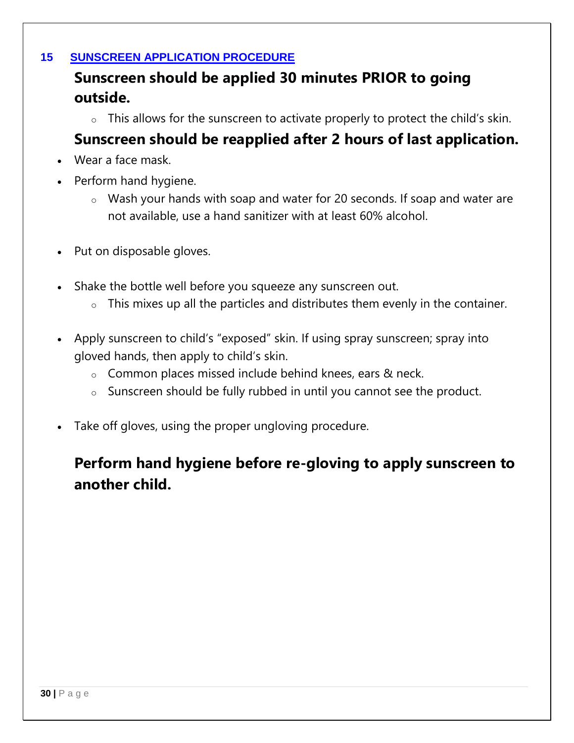## 15 SUNSCREEN APPLICATION PROCEDURE

**Sunscreen should be applied 30 minutes PRIOR to going outside.**

- This allows for the sunscreen to activate properly to protect the child's skin.

**Sunscreen should be reapplied after 2 hours of last application.**

- Wear a face mask.
- Perform hand hygiene.
  - Wash your hands with soap and water for 20 seconds. If soap and water are not available, use a hand sanitizer with at least 60% alcohol.
- Put on disposable gloves.
- Shake the bottle well before you squeeze any sunscreen out.
  - This mixes up all the particles and distributes them evenly in the container.
- Apply sunscreen to child's "exposed" skin. If using spray sunscreen; spray into gloved hands, then apply to child's skin.
  - Common places missed include behind knees, ears & neck.
  - Sunscreen should be fully rubbed in until you cannot see the product.
- Take off gloves, using the proper ungloving procedure.

**Perform hand hygiene before re-gloving to apply sunscreen to another child.**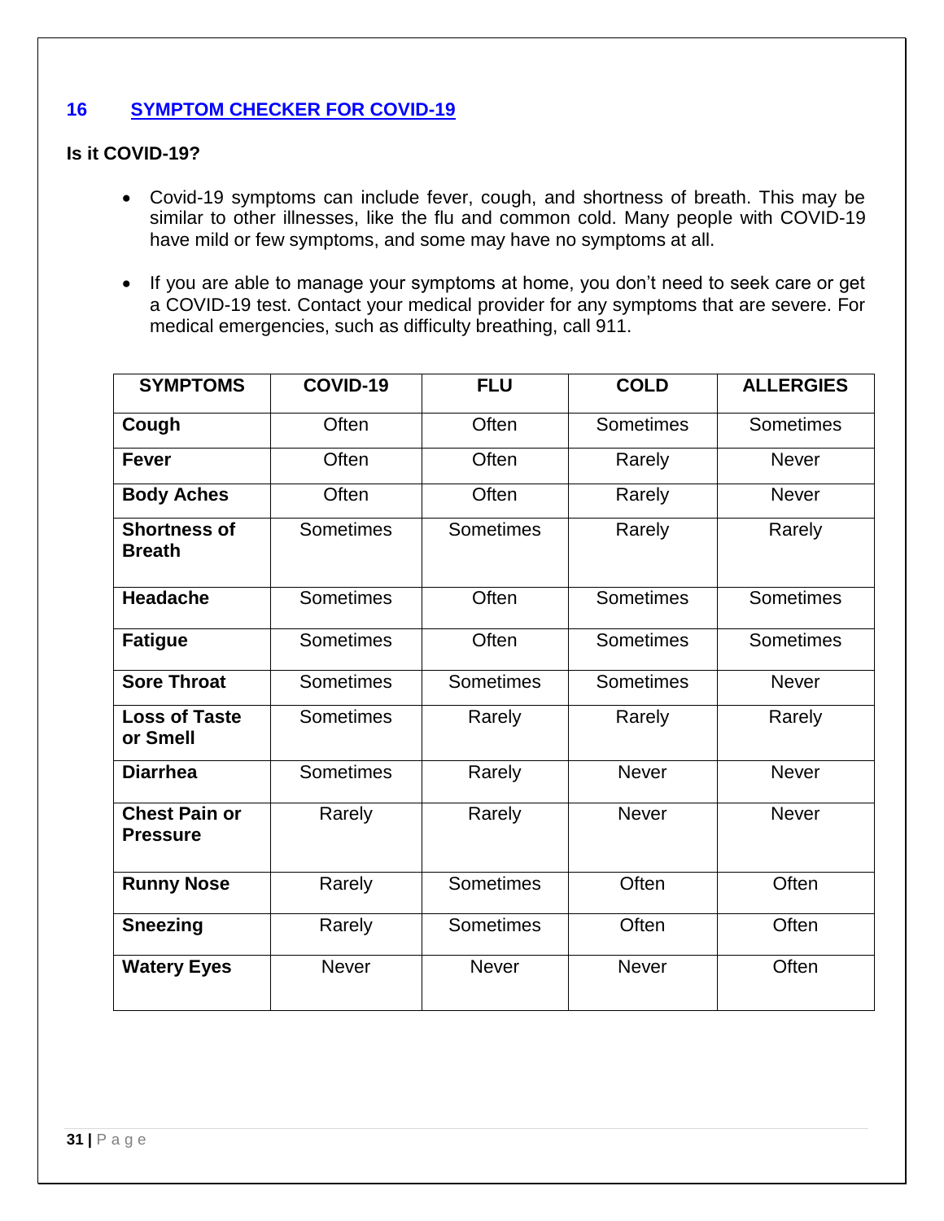## 16 SYMPTOM CHECKER FOR COVID-19

**Is it COVID-19?**

- Covid-19 symptoms can include fever, cough, and shortness of breath. This may be similar to other illnesses, like the flu and common cold. Many people with COVID-19 have mild or few symptoms, and some may have no symptoms at all.
- If you are able to manage your symptoms at home, you don't need to seek care or get a COVID-19 test. Contact your medical provider for any symptoms that are severe. For medical emergencies, such as difficulty breathing, call 911.

| SYMPTOMS | COVID-19 | FLU | COLD | ALLERGIES |
|---|---|---|---|---|
| **Cough** | Often | Often | Sometimes | Sometimes |
| **Fever** | Often | Often | Rarely | Never |
| **Body Aches** | Often | Often | Rarely | Never |
| **Shortness of Breath** | Sometimes | Sometimes | Rarely | Rarely |
| **Headache** | Sometimes | Often | Sometimes | Sometimes |
| **Fatigue** | Sometimes | Often | Sometimes | Sometimes |
| **Sore Throat** | Sometimes | Sometimes | Sometimes | Never |
| **Loss of Taste or Smell** | Sometimes | Rarely | Rarely | Rarely |
| **Diarrhea** | Sometimes | Rarely | Never | Never |
| **Chest Pain or Pressure** | Rarely | Rarely | Never | Never |
| **Runny Nose** | Rarely | Sometimes | Often | Often |
| **Sneezing** | Rarely | Sometimes | Often | Often |
| **Watery Eyes** | Never | Never | Never | Often |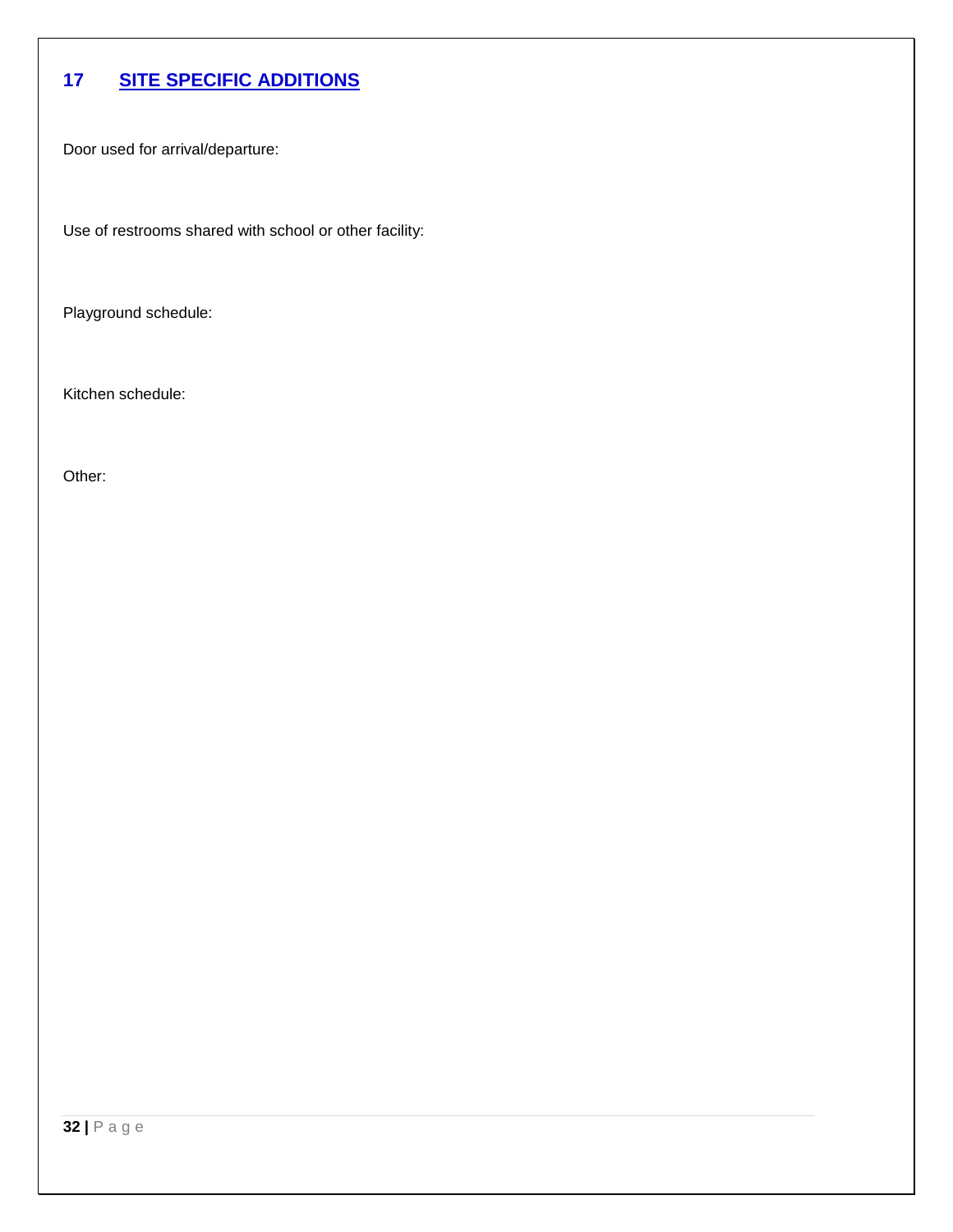## 17 SITE SPECIFIC ADDITIONS

Door used for arrival/departure:

Use of restrooms shared with school or other facility:

Playground schedule:

Kitchen schedule:

Other: